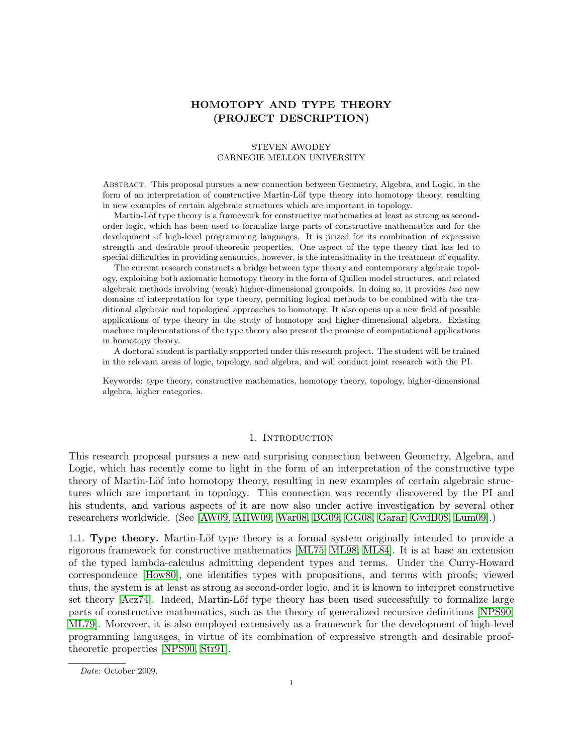# HOMOTOPY AND TYPE THEORY (PROJECT DESCRIPTION)

STEVEN AWODEY
CARNEGIE MELLON UNIVERSITY

Abstract. This proposal pursues a new connection between Geometry, Algebra, and Logic, in the form of an interpretation of constructive Martin-Löf type theory into homotopy theory, resulting in new examples of certain algebraic structures which are important in topology.

Martin-Löf type theory is a framework for constructive mathematics at least as strong as second-order logic, which has been used to formalize large parts of constructive mathematics and for the development of high-level programming languages. It is prized for its combination of expressive strength and desirable proof-theoretic properties. One aspect of the type theory that has led to special difficulties in providing semantics, however, is the intensionality in the treatment of equality.

The current research constructs a bridge between type theory and contemporary algebraic topology, exploiting both axiomatic homotopy theory in the form of Quillen model structures, and related algebraic methods involving (weak) higher-dimensional groupoids. In doing so, it provides *two* new domains of interpretation for type theory, permiting logical methods to be combined with the traditional algebraic and topological approaches to homotopy. It also opens up a new field of possible applications of type theory in the study of homotopy and higher-dimensional algebra. Existing machine implementations of the type theory also present the promise of computational applications in homotopy theory.

A doctoral student is partially supported under this research project. The student will be trained in the relevant areas of logic, topology, and algebra, and will conduct joint research with the PI.

Keywords: type theory, constructive mathematics, homotopy theory, topology, higher-dimensional algebra, higher categories.

## 1. Introduction

This research proposal pursues a new and surprising connection between Geometry, Algebra, and Logic, which has recently come to light in the form of an interpretation of the constructive type theory of Martin-Löf into homotopy theory, resulting in new examples of certain algebraic structures which are important in topology. This connection was recently discovered by the PI and his students, and various aspects of it are now also under active investigation by several other researchers worldwide. (See [AW09, AHW09, War08, BG09, GG08, Garar, GvdB08, Lum09].)

1.1. **Type theory.** Martin-Löf type theory is a formal system originally intended to provide a rigorous framework for constructive mathematics [ML75, ML98, ML84]. It is at base an extension of the typed lambda-calculus admitting dependent types and terms. Under the Curry-Howard correspondence [How80], one identifies types with propositions, and terms with proofs; viewed thus, the system is at least as strong as second-order logic, and it is known to interpret constructive set theory [Acz74]. Indeed, Martin-Löf type theory has been used successfully to formalize large parts of constructive mathematics, such as the theory of generalized recursive definitions [NPS90, ML79]. Moreover, it is also employed extensively as a framework for the development of high-level programming languages, in virtue of its combination of expressive strength and desirable proof-theoretic properties [NPS90, Str91].

*Date*: October 2009.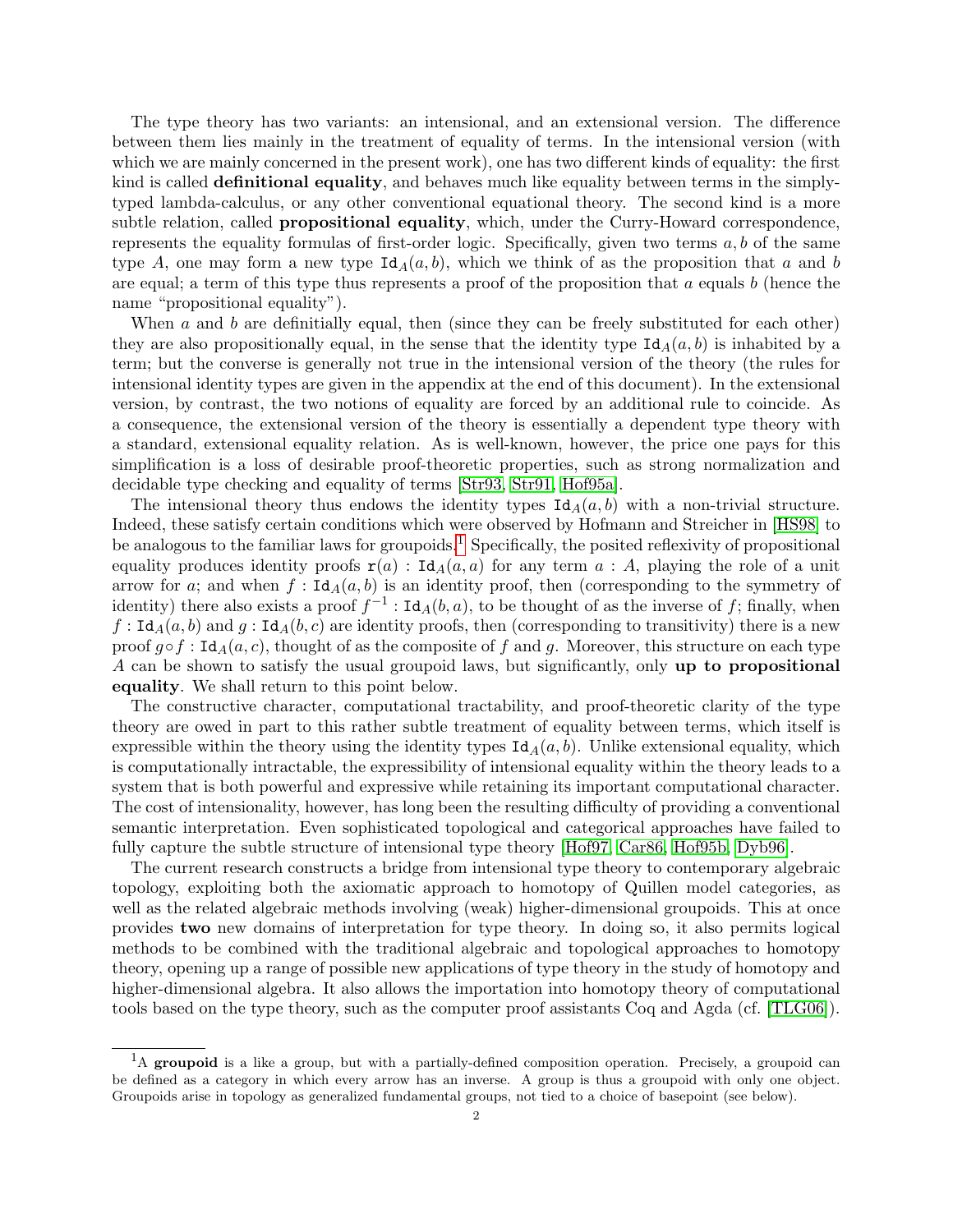The type theory has two variants: an intensional, and an extensional version. The difference between them lies mainly in the treatment of equality of terms. In the intensional version (with which we are mainly concerned in the present work), one has two different kinds of equality: the first kind is called **definitional equality**, and behaves much like equality between terms in the simply-typed lambda-calculus, or any other conventional equational theory. The second kind is a more subtle relation, called **propositional equality**, which, under the Curry-Howard correspondence, represents the equality formulas of first-order logic. Specifically, given two terms $a, b$ of the same type $A$, one may form a new type $\mathtt{Id}_A(a, b)$, which we think of as the proposition that $a$ and $b$ are equal; a term of this type thus represents a proof of the proposition that $a$ equals $b$ (hence the name "propositional equality").

When $a$ and $b$ are definitially equal, then (since they can be freely substituted for each other) they are also propositionally equal, in the sense that the identity type $\mathtt{Id}_A(a, b)$ is inhabited by a term; but the converse is generally not true in the intensional version of the theory (the rules for intensional identity types are given in the appendix at the end of this document). In the extensional version, by contrast, the two notions of equality are forced by an additional rule to coincide. As a consequence, the extensional version of the theory is essentially a dependent type theory with a standard, extensional equality relation. As is well-known, however, the price one pays for this simplification is a loss of desirable proof-theoretic properties, such as strong normalization and decidable type checking and equality of terms [Str93, Str91, Hof95a].

The intensional theory thus endows the identity types $\mathtt{Id}_A(a, b)$ with a non-trivial structure. Indeed, these satisfy certain conditions which were observed by Hofmann and Streicher in [HS98] to be analogous to the familiar laws for groupoids.[1] Specifically, the posited reflexivity of propositional equality produces identity proofs $\mathtt{r}(a) : \mathtt{Id}_A(a, a)$ for any term $a : A$, playing the role of a unit arrow for $a$; and when $f : \mathtt{Id}_A(a, b)$ is an identity proof, then (corresponding to the symmetry of identity) there also exists a proof $f^{-1} : \mathtt{Id}_A(b, a)$, to be thought of as the inverse of $f$; finally, when $f : \mathtt{Id}_A(a, b)$ and $g : \mathtt{Id}_A(b, c)$ are identity proofs, then (corresponding to transitivity) there is a new proof $g \circ f : \mathtt{Id}_A(a, c)$, thought of as the composite of $f$ and $g$. Moreover, this structure on each type $A$ can be shown to satisfy the usual groupoid laws, but significantly, only **up to propositional equality**. We shall return to this point below.

The constructive character, computational tractability, and proof-theoretic clarity of the type theory are owed in part to this rather subtle treatment of equality between terms, which itself is expressible within the theory using the identity types $\mathtt{Id}_A(a, b)$. Unlike extensional equality, which is computationally intractable, the expressibility of intensional equality within the theory leads to a system that is both powerful and expressive while retaining its important computational character. The cost of intensionality, however, has long been the resulting difficulty of providing a conventional semantic interpretation. Even sophisticated topological and categorical approaches have failed to fully capture the subtle structure of intensional type theory [Hof97, Car86, Hof95b, Dyb96].

The current research constructs a bridge from intensional type theory to contemporary algebraic topology, exploiting both the axiomatic approach to homotopy of Quillen model categories, as well as the related algebraic methods involving (weak) higher-dimensional groupoids. This at once provides **two** new domains of interpretation for type theory. In doing so, it also permits logical methods to be combined with the traditional algebraic and topological approaches to homotopy theory, opening up a range of possible new applications of type theory in the study of homotopy and higher-dimensional algebra. It also allows the importation into homotopy theory of computational tools based on the type theory, such as the computer proof assistants Coq and Agda (cf. [TLG06]).

[1] A **groupoid** is a like a group, but with a partially-defined composition operation. Precisely, a groupoid can be defined as a category in which every arrow has an inverse. A group is thus a groupoid with only one object. Groupoids arise in topology as generalized fundamental groups, not tied to a choice of basepoint (see below).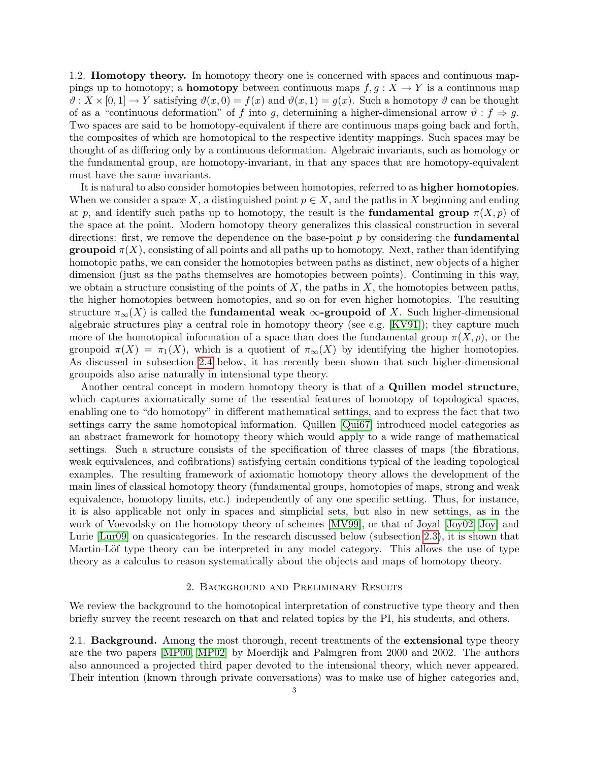1.2. **Homotopy theory.** In homotopy theory one is concerned with spaces and continuous mappings up to homotopy; a **homotopy** between continuous maps $f, g : X \to Y$ is a continuous map $\vartheta : X \times [0,1] \to Y$ satisfying $\vartheta(x, 0) = f(x)$ and $\vartheta(x, 1) = g(x)$. Such a homotopy $\vartheta$ can be thought of as a "continuous deformation" of $f$ into $g$, determining a higher-dimensional arrow $\vartheta : f \Rightarrow g$. Two spaces are said to be homotopy-equivalent if there are continuous maps going back and forth, the composites of which are homotopical to the respective identity mappings. Such spaces may be thought of as differing only by a continuous deformation. Algebraic invariants, such as homology or the fundamental group, are homotopy-invariant, in that any spaces that are homotopy-equivalent must have the same invariants.

It is natural to also consider homotopies between homotopies, referred to as **higher homotopies**. When we consider a space $X$, a distinguished point $p \in X$, and the paths in $X$ beginning and ending at $p$, and identify such paths up to homotopy, the result is the **fundamental group** $\pi(X, p)$ of the space at the point. Modern homotopy theory generalizes this classical construction in several directions: first, we remove the dependence on the base-point $p$ by considering the **fundamental groupoid** $\pi(X)$, consisting of all points and all paths up to homotopy. Next, rather than identifying homotopic paths, we can consider the homotopies between paths as distinct, new objects of a higher dimension (just as the paths themselves are homotopies between points). Continuing in this way, we obtain a structure consisting of the points of $X$, the paths in $X$, the homotopies between paths, the higher homotopies between homotopies, and so on for even higher homotopies. The resulting structure $\pi_\infty(X)$ is called the **fundamental weak $\infty$-groupoid of** $X$. Such higher-dimensional algebraic structures play a central role in homotopy theory (see e.g. [KV91]); they capture much more of the homotopical information of a space than does the fundamental group $\pi(X, p)$, or the groupoid $\pi(X) = \pi_1(X)$, which is a quotient of $\pi_\infty(X)$ by identifying the higher homotopies. As discussed in subsection 2.4 below, it has recently been shown that such higher-dimensional groupoids also arise naturally in intensional type theory.

Another central concept in modern homotopy theory is that of a **Quillen model structure**, which captures axiomatically some of the essential features of homotopy of topological spaces, enabling one to "do homotopy" in different mathematical settings, and to express the fact that two settings carry the same homotopical information. Quillen [Qui67] introduced model categories as an abstract framework for homotopy theory which would apply to a wide range of mathematical settings. Such a structure consists of the specification of three classes of maps (the fibrations, weak equivalences, and cofibrations) satisfying certain conditions typical of the leading topological examples. The resulting framework of axiomatic homotopy theory allows the development of the main lines of classical homotopy theory (fundamental groups, homotopies of maps, strong and weak equivalence, homotopy limits, etc.) independently of any one specific setting. Thus, for instance, it is also applicable not only in spaces and simplicial sets, but also in new settings, as in the work of Voevodsky on the homotopy theory of schemes [MV99], or that of Joyal [Joy02, Joy] and Lurie [Lur09] on quasicategories. In the research discussed below (subsection 2.3), it is shown that Martin-Löf type theory can be interpreted in any model category. This allows the use of type theory as a calculus to reason systematically about the objects and maps of homotopy theory.

## 2. Background and Preliminary Results

We review the background to the homotopical interpretation of constructive type theory and then briefly survey the recent research on that and related topics by the PI, his students, and others.

2.1. **Background.** Among the most thorough, recent treatments of the **extensional** type theory are the two papers [MP00, MP02] by Moerdijk and Palmgren from 2000 and 2002. The authors also announced a projected third paper devoted to the intensional theory, which never appeared. Their intention (known through private conversations) was to make use of higher categories and,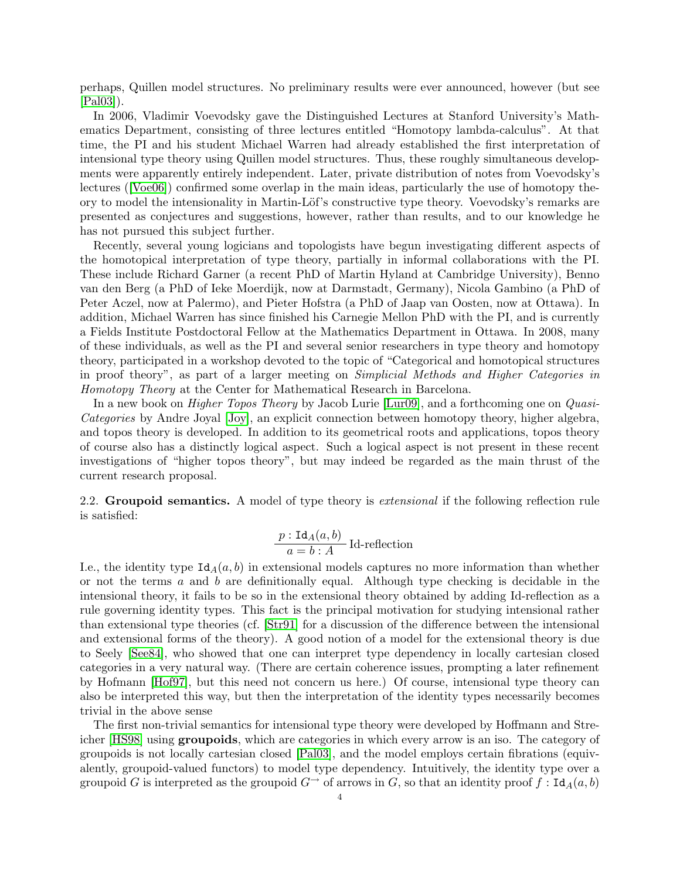perhaps, Quillen model structures. No preliminary results were ever announced, however (but see [Pal03]).

In 2006, Vladimir Voevodsky gave the Distinguished Lectures at Stanford University's Mathematics Department, consisting of three lectures entitled "Homotopy lambda-calculus". At that time, the PI and his student Michael Warren had already established the first interpretation of intensional type theory using Quillen model structures. Thus, these roughly simultaneous developments were apparently entirely independent. Later, private distribution of notes from Voevodsky's lectures ([Voe06]) confirmed some overlap in the main ideas, particularly the use of homotopy theory to model the intensionality in Martin-Löf's constructive type theory. Voevodsky's remarks are presented as conjectures and suggestions, however, rather than results, and to our knowledge he has not pursued this subject further.

Recently, several young logicians and topologists have begun investigating different aspects of the homotopical interpretation of type theory, partially in informal collaborations with the PI. These include Richard Garner (a recent PhD of Martin Hyland at Cambridge University), Benno van den Berg (a PhD of Ieke Moerdijk, now at Darmstadt, Germany), Nicola Gambino (a PhD of Peter Aczel, now at Palermo), and Pieter Hofstra (a PhD of Jaap van Oosten, now at Ottawa). In addition, Michael Warren has since finished his Carnegie Mellon PhD with the PI, and is currently a Fields Institute Postdoctoral Fellow at the Mathematics Department in Ottawa. In 2008, many of these individuals, as well as the PI and several senior researchers in type theory and homotopy theory, participated in a workshop devoted to the topic of "Categorical and homotopical structures in proof theory", as part of a larger meeting on *Simplicial Methods and Higher Categories in Homotopy Theory* at the Center for Mathematical Research in Barcelona.

In a new book on *Higher Topos Theory* by Jacob Lurie [Lur09], and a forthcoming one on *Quasi-Categories* by Andre Joyal [Joy], an explicit connection between homotopy theory, higher algebra, and topos theory is developed. In addition to its geometrical roots and applications, topos theory of course also has a distinctly logical aspect. Such a logical aspect is not present in these recent investigations of "higher topos theory", but may indeed be regarded as the main thrust of the current research proposal.

2.2. **Groupoid semantics.** A model of type theory is *extensional* if the following reflection rule is satisfied:

$$\frac{p : \mathtt{Id}_A(a,b)}{a = b : A}\ \text{Id-reflection}$$

I.e., the identity type $\mathtt{Id}_A(a,b)$ in extensional models captures no more information than whether or not the terms $a$ and $b$ are definitionally equal. Although type checking is decidable in the intensional theory, it fails to be so in the extensional theory obtained by adding Id-reflection as a rule governing identity types. This fact is the principal motivation for studying intensional rather than extensional type theories (cf. [Str91] for a discussion of the difference between the intensional and extensional forms of the theory). A good notion of a model for the extensional theory is due to Seely [See84], who showed that one can interpret type dependency in locally cartesian closed categories in a very natural way. (There are certain coherence issues, prompting a later refinement by Hofmann [Hof97], but this need not concern us here.) Of course, intensional type theory can also be interpreted this way, but then the interpretation of the identity types necessarily becomes trivial in the above sense

The first non-trivial semantics for intensional type theory were developed by Hoffmann and Streicher [HS98] using **groupoids**, which are categories in which every arrow is an iso. The category of groupoids is not locally cartesian closed [Pal03], and the model employs certain fibrations (equivalently, groupoid-valued functors) to model type dependency. Intuitively, the identity type over a groupoid $G$ is interpreted as the groupoid $G^{\rightarrow}$ of arrows in $G$, so that an identity proof $f : \mathtt{Id}_A(a,b)$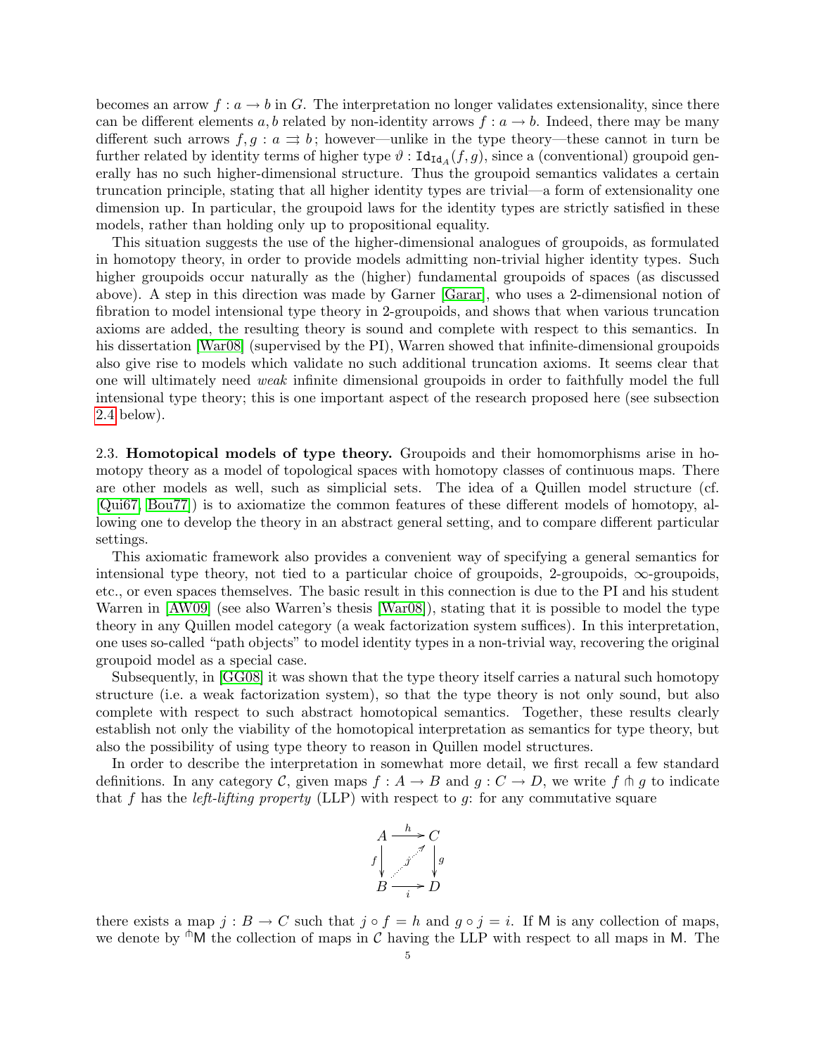becomes an arrow $f : a \to b$ in $G$. The interpretation no longer validates extensionality, since there can be different elements $a, b$ related by non-identity arrows $f : a \to b$. Indeed, there may be many different such arrows $f, g : a \rightrightarrows b$; however—unlike in the type theory—these cannot in turn be further related by identity terms of higher type $\vartheta : \mathtt{Id}_{\mathtt{Id}_A}(f, g)$, since a (conventional) groupoid generally has no such higher-dimensional structure. Thus the groupoid semantics validates a certain truncation principle, stating that all higher identity types are trivial—a form of extensionality one dimension up. In particular, the groupoid laws for the identity types are strictly satisfied in these models, rather than holding only up to propositional equality.

This situation suggests the use of the higher-dimensional analogues of groupoids, as formulated in homotopy theory, in order to provide models admitting non-trivial higher identity types. Such higher groupoids occur naturally as the (higher) fundamental groupoids of spaces (as discussed above). A step in this direction was made by Garner [Garar], who uses a 2-dimensional notion of fibration to model intensional type theory in 2-groupoids, and shows that when various truncation axioms are added, the resulting theory is sound and complete with respect to this semantics. In his dissertation [War08] (supervised by the PI), Warren showed that infinite-dimensional groupoids also give rise to models which validate no such additional truncation axioms. It seems clear that one will ultimately need *weak* infinite dimensional groupoids in order to faithfully model the full intensional type theory; this is one important aspect of the research proposed here (see subsection 2.4 below).

2.3. **Homotopical models of type theory.** Groupoids and their homomorphisms arise in homotopy theory as a model of topological spaces with homotopy classes of continuous maps. There are other models as well, such as simplicial sets. The idea of a Quillen model structure (cf. [Qui67, Bou77]) is to axiomatize the common features of these different models of homotopy, allowing one to develop the theory in an abstract general setting, and to compare different particular settings.

This axiomatic framework also provides a convenient way of specifying a general semantics for intensional type theory, not tied to a particular choice of groupoids, 2-groupoids, $\infty$-groupoids, etc., or even spaces themselves. The basic result in this connection is due to the PI and his student Warren in [AW09] (see also Warren's thesis [War08]), stating that it is possible to model the type theory in any Quillen model category (a weak factorization system suffices). In this interpretation, one uses so-called "path objects" to model identity types in a non-trivial way, recovering the original groupoid model as a special case.

Subsequently, in [GG08] it was shown that the type theory itself carries a natural such homotopy structure (i.e. a weak factorization system), so that the type theory is not only sound, but also complete with respect to such abstract homotopical semantics. Together, these results clearly establish not only the viability of the homotopical interpretation as semantics for type theory, but also the possibility of using type theory to reason in Quillen model structures.

In order to describe the interpretation in somewhat more detail, we first recall a few standard definitions. In any category $\mathcal{C}$, given maps $f : A \to B$ and $g : C \to D$, we write $f \pitchfork g$ to indicate that $f$ has the *left-lifting property* (LLP) with respect to $g$: for any commutative square

$$\begin{array}{ccc} A & \xrightarrow{h} & C \\ {\scriptstyle f}\downarrow & \overset{j}{\nearrow} & \downarrow{\scriptstyle g} \\ B & \xrightarrow[i]{} & D \end{array}$$

there exists a map $j : B \to C$ such that $j \circ f = h$ and $g \circ j = i$. If $\mathsf{M}$ is any collection of maps, we denote by ${}^{\pitchfork}\mathsf{M}$ the collection of maps in $\mathcal{C}$ having the LLP with respect to all maps in $\mathsf{M}$. The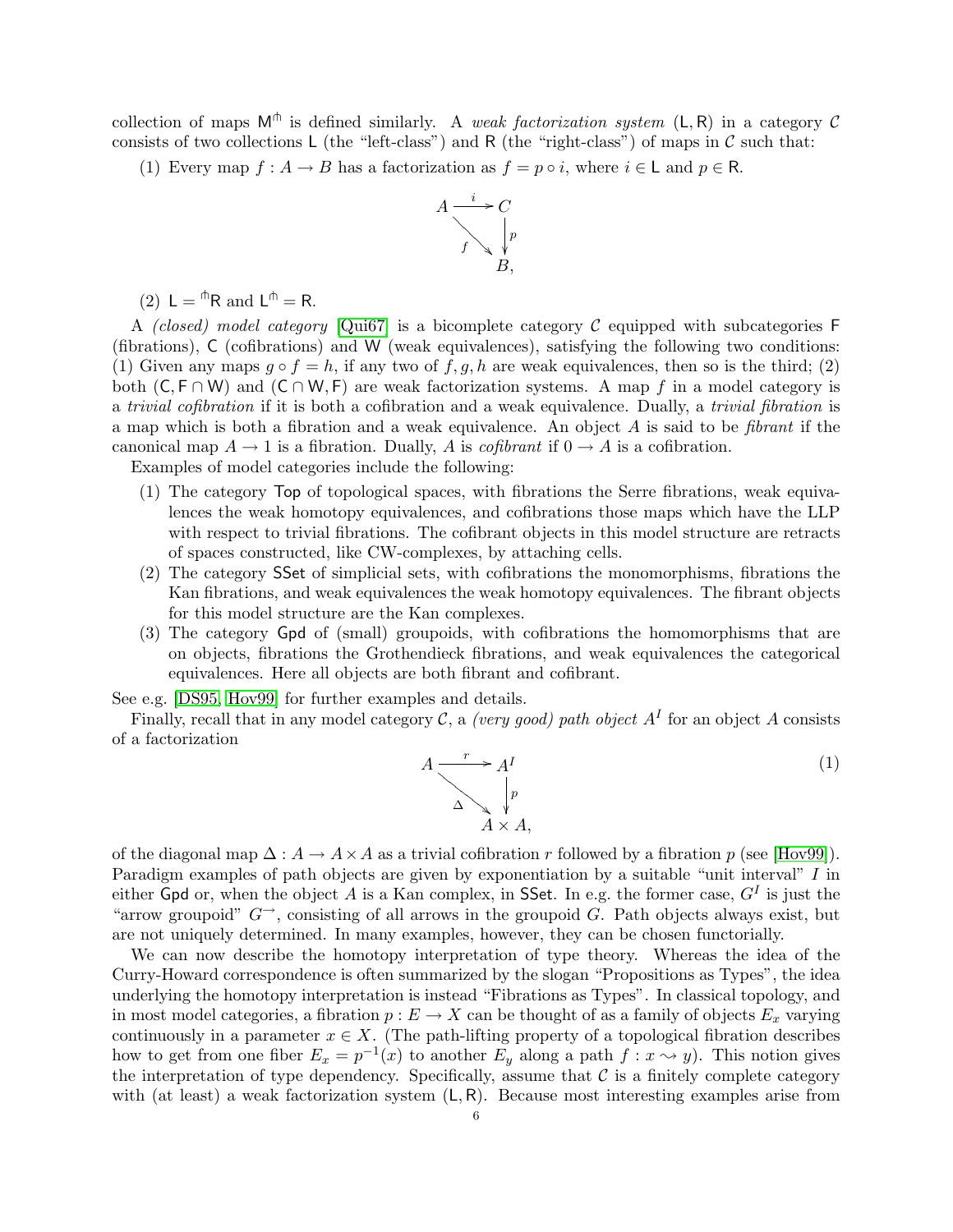collection of maps $\mathsf{M}^{\pitchfork}$ is defined similarly. A *weak factorization system* $(\mathsf{L}, \mathsf{R})$ in a category $\mathcal{C}$ consists of two collections $\mathsf{L}$ (the "left-class") and $\mathsf{R}$ (the "right-class") of maps in $\mathcal{C}$ such that:

(1) Every map $f : A \to B$ has a factorization as $f = p \circ i$, where $i \in \mathsf{L}$ and $p \in \mathsf{R}$.

$$\begin{array}{ccc} A & \xrightarrow{\ i\ } & C \\ & \searrow_{f} & \downarrow p \\ & & B, \end{array}$$

(2) $\mathsf{L} = {}^{\pitchfork}\mathsf{R}$ and $\mathsf{L}^{\pitchfork} = \mathsf{R}$.

A *(closed) model category* [Qui67] is a bicomplete category $\mathcal{C}$ equipped with subcategories $\mathsf{F}$ (fibrations), $\mathsf{C}$ (cofibrations) and $\mathsf{W}$ (weak equivalences), satisfying the following two conditions: (1) Given any maps $g \circ f = h$, if any two of $f, g, h$ are weak equivalences, then so is the third; (2) both $(\mathsf{C}, \mathsf{F} \cap \mathsf{W})$ and $(\mathsf{C} \cap \mathsf{W}, \mathsf{F})$ are weak factorization systems. A map $f$ in a model category is a *trivial cofibration* if it is both a cofibration and a weak equivalence. Dually, a *trivial fibration* is a map which is both a fibration and a weak equivalence. An object $A$ is said to be *fibrant* if the canonical map $A \to 1$ is a fibration. Dually, $A$ is *cofibrant* if $0 \to A$ is a cofibration.

Examples of model categories include the following:

1. The category $\mathsf{Top}$ of topological spaces, with fibrations the Serre fibrations, weak equivalences the weak homotopy equivalences, and cofibrations those maps which have the LLP with respect to trivial fibrations. The cofibrant objects in this model structure are retracts of spaces constructed, like CW-complexes, by attaching cells.
2. The category $\mathsf{SSet}$ of simplicial sets, with cofibrations the monomorphisms, fibrations the Kan fibrations, and weak equivalences the weak homotopy equivalences. The fibrant objects for this model structure are the Kan complexes.
3. The category $\mathsf{Gpd}$ of (small) groupoids, with cofibrations the homomorphisms that are on objects, fibrations the Grothendieck fibrations, and weak equivalences the categorical equivalences. Here all objects are both fibrant and cofibrant.

See e.g. [DS95, Hov99] for further examples and details.

Finally, recall that in any model category $\mathcal{C}$, a *(very good) path object* $A^I$ for an object $A$ consists of a factorization

$$\begin{array}{ccc} A & \xrightarrow{\ r\ } & A^I \\ & \searrow_{\Delta} & \downarrow p \\ & & A \times A, \end{array} \tag{1}$$

of the diagonal map $\Delta : A \to A \times A$ as a trivial cofibration $r$ followed by a fibration $p$ (see [Hov99]). Paradigm examples of path objects are given by exponentiation by a suitable "unit interval" $I$ in either $\mathsf{Gpd}$ or, when the object $A$ is a Kan complex, in $\mathsf{SSet}$. In e.g. the former case, $G^I$ is just the "arrow groupoid" $G^{\to}$, consisting of all arrows in the groupoid $G$. Path objects always exist, but are not uniquely determined. In many examples, however, they can be chosen functorially.

We can now describe the homotopy interpretation of type theory. Whereas the idea of the Curry-Howard correspondence is often summarized by the slogan "Propositions as Types", the idea underlying the homotopy interpretation is instead "Fibrations as Types". In classical topology, and in most model categories, a fibration $p : E \to X$ can be thought of as a family of objects $E_x$ varying continuously in a parameter $x \in X$. (The path-lifting property of a topological fibration describes how to get from one fiber $E_x = p^{-1}(x)$ to another $E_y$ along a path $f : x \rightsquigarrow y$). This notion gives the interpretation of type dependency. Specifically, assume that $\mathcal{C}$ is a finitely complete category with (at least) a weak factorization system $(\mathsf{L}, \mathsf{R})$. Because most interesting examples arise from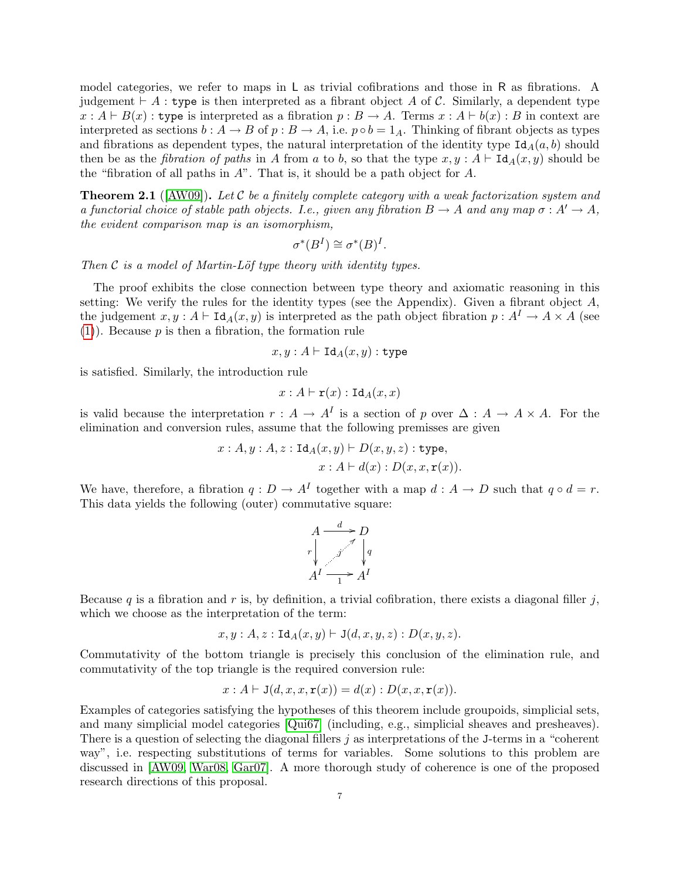model categories, we refer to maps in $\mathsf{L}$ as trivial cofibrations and those in $\mathsf{R}$ as fibrations. A judgement $\vdash A : \mathtt{type}$ is then interpreted as a fibrant object $A$ of $\mathcal{C}$. Similarly, a dependent type $x : A \vdash B(x) : \mathtt{type}$ is interpreted as a fibration $p : B \to A$. Terms $x : A \vdash b(x) : B$ in context are interpreted as sections $b : A \to B$ of $p : B \to A$, i.e. $p \circ b = 1_A$. Thinking of fibrant objects as types and fibrations as dependent types, the natural interpretation of the identity type $\mathtt{Id}_A(a, b)$ should then be as the *fibration of paths* in $A$ from $a$ to $b$, so that the type $x, y : A \vdash \mathtt{Id}_A(x, y)$ should be the "fibration of all paths in $A$". That is, it should be a path object for $A$.

**Theorem 2.1** ([AW09]). *Let $\mathcal{C}$ be a finitely complete category with a weak factorization system and a functorial choice of stable path objects. I.e., given any fibration $B \to A$ and any map $\sigma : A' \to A$, the evident comparison map is an isomorphism,*

$$\sigma^*(B^I) \cong \sigma^*(B)^I.$$

*Then $\mathcal{C}$ is a model of Martin-Löf type theory with identity types.*

The proof exhibits the close connection between type theory and axiomatic reasoning in this setting: We verify the rules for the identity types (see the Appendix). Given a fibrant object $A$, the judgement $x, y : A \vdash \mathtt{Id}_A(x, y)$ is interpreted as the path object fibration $p : A^I \to A \times A$ (see (1)). Because $p$ is then a fibration, the formation rule

$$x, y : A \vdash \mathtt{Id}_A(x, y) : \mathtt{type}$$

is satisfied. Similarly, the introduction rule

$$x : A \vdash \mathtt{r}(x) : \mathtt{Id}_A(x, x)$$

is valid because the interpretation $r : A \to A^I$ is a section of $p$ over $\Delta : A \to A \times A$. For the elimination and conversion rules, assume that the following premisses are given

$$x : A, y : A, z : \mathtt{Id}_A(x, y) \vdash D(x, y, z) : \mathtt{type},$$
$$x : A \vdash d(x) : D(x, x, \mathtt{r}(x)).$$

We have, therefore, a fibration $q : D \to A^I$ together with a map $d : A \to D$ such that $q \circ d = r$. This data yields the following (outer) commutative square:

$$\begin{array}{ccc} A & \xrightarrow{d} & D \\ {\scriptstyle r}\downarrow & \overset{j}{\nearrow} & \downarrow{\scriptstyle q} \\ A^I & \xrightarrow[1]{} & A^I \end{array}$$

Because $q$ is a fibration and $r$ is, by definition, a trivial cofibration, there exists a diagonal filler $j$, which we choose as the interpretation of the term:

$$x, y : A, z : \mathtt{Id}_A(x, y) \vdash \mathtt{J}(d, x, y, z) : D(x, y, z).$$

Commutativity of the bottom triangle is precisely this conclusion of the elimination rule, and commutativity of the top triangle is the required conversion rule:

$$x : A \vdash \mathtt{J}(d, x, x, \mathtt{r}(x)) = d(x) : D(x, x, \mathtt{r}(x)).$$

Examples of categories satisfying the hypotheses of this theorem include groupoids, simplicial sets, and many simplicial model categories [Qui67] (including, e.g., simplicial sheaves and presheaves). There is a question of selecting the diagonal fillers $j$ as interpretations of the $\mathtt{J}$-terms in a "coherent way", i.e. respecting substitutions of terms for variables. Some solutions to this problem are discussed in [AW09, War08, Gar07]. A more thorough study of coherence is one of the proposed research directions of this proposal.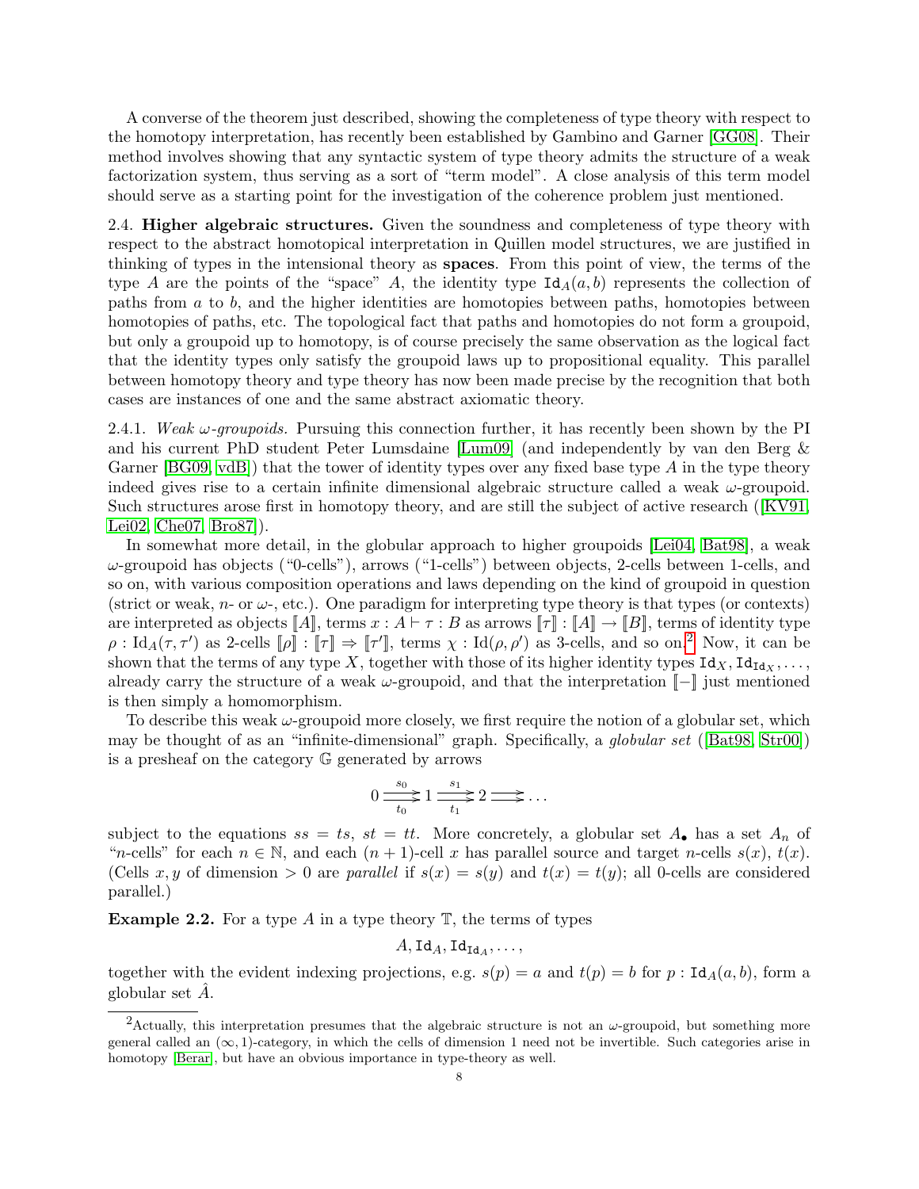A converse of the theorem just described, showing the completeness of type theory with respect to the homotopy interpretation, has recently been established by Gambino and Garner [GG08]. Their method involves showing that any syntactic system of type theory admits the structure of a weak factorization system, thus serving as a sort of "term model". A close analysis of this term model should serve as a starting point for the investigation of the coherence problem just mentioned.

2.4. **Higher algebraic structures.** Given the soundness and completeness of type theory with respect to the abstract homotopical interpretation in Quillen model structures, we are justified in thinking of types in the intensional theory as **spaces**. From this point of view, the terms of the type $A$ are the points of the "space" $A$, the identity type $\mathtt{Id}_A(a, b)$ represents the collection of paths from $a$ to $b$, and the higher identities are homotopies between paths, homotopies between homotopies of paths, etc. The topological fact that paths and homotopies do not form a groupoid, but only a groupoid up to homotopy, is of course precisely the same observation as the logical fact that the identity types only satisfy the groupoid laws up to propositional equality. This parallel between homotopy theory and type theory has now been made precise by the recognition that both cases are instances of one and the same abstract axiomatic theory.

2.4.1. *Weak $\omega$-groupoids.* Pursuing this connection further, it has recently been shown by the PI and his current PhD student Peter Lumsdaine [Lum09] (and independently by van den Berg & Garner [BG09, vdB]) that the tower of identity types over any fixed base type $A$ in the type theory indeed gives rise to a certain infinite dimensional algebraic structure called a weak $\omega$-groupoid. Such structures arose first in homotopy theory, and are still the subject of active research ([KV91, Lei02, Che07, Bro87]).

In somewhat more detail, in the globular approach to higher groupoids [Lei04, Bat98], a weak $\omega$-groupoid has objects ("0-cells"), arrows ("1-cells") between objects, 2-cells between 1-cells, and so on, with various composition operations and laws depending on the kind of groupoid in question (strict or weak, $n$- or $\omega$-, etc.). One paradigm for interpreting type theory is that types (or contexts) are interpreted as objects $[\![A]\!]$, terms $x : A \vdash \tau : B$ as arrows $[\![\tau]\!] : [\![A]\!] \to [\![B]\!]$, terms of identity type $\rho : \mathrm{Id}_A(\tau, \tau')$ as 2-cells $[\![\rho]\!] : [\![\tau]\!] \Rightarrow [\![\tau']\!]$, terms $\chi : \mathrm{Id}(\rho, \rho')$ as 3-cells, and so on.[2] Now, it can be shown that the terms of any type $X$, together with those of its higher identity types $\mathtt{Id}_X, \mathtt{Id}_{\mathtt{Id}_X}, \ldots$, already carry the structure of a weak $\omega$-groupoid, and that the interpretation $[\![-]\!]$ just mentioned is then simply a homomorphism.

To describe this weak $\omega$-groupoid more closely, we first require the notion of a globular set, which may be thought of as an "infinite-dimensional" graph. Specifically, a *globular set* ([Bat98, Str00]) is a presheaf on the category $\mathbb{G}$ generated by arrows

$$0 \underset{t_0}{\overset{s_0}{\rightrightarrows}} 1 \underset{t_1}{\overset{s_1}{\rightrightarrows}} 2 \rightrightarrows \ldots$$

subject to the equations $ss = ts$, $st = tt$. More concretely, a globular set $A_\bullet$ has a set $A_n$ of "$n$-cells" for each $n \in \mathbb{N}$, and each $(n+1)$-cell $x$ has parallel source and target $n$-cells $s(x)$, $t(x)$. (Cells $x, y$ of dimension $> 0$ are *parallel* if $s(x) = s(y)$ and $t(x) = t(y)$; all 0-cells are considered parallel.)

**Example 2.2.** For a type $A$ in a type theory $\mathbb{T}$, the terms of types

$$A, \mathtt{Id}_A, \mathtt{Id}_{\mathtt{Id}_A}, \ldots,$$

together with the evident indexing projections, e.g. $s(p) = a$ and $t(p) = b$ for $p : \mathtt{Id}_A(a, b)$, form a globular set $\hat{A}$.

[2] Actually, this interpretation presumes that the algebraic structure is not an $\omega$-groupoid, but something more general called an $(\infty, 1)$-category, in which the cells of dimension 1 need not be invertible. Such categories arise in homotopy [Berar], but have an obvious importance in type-theory as well.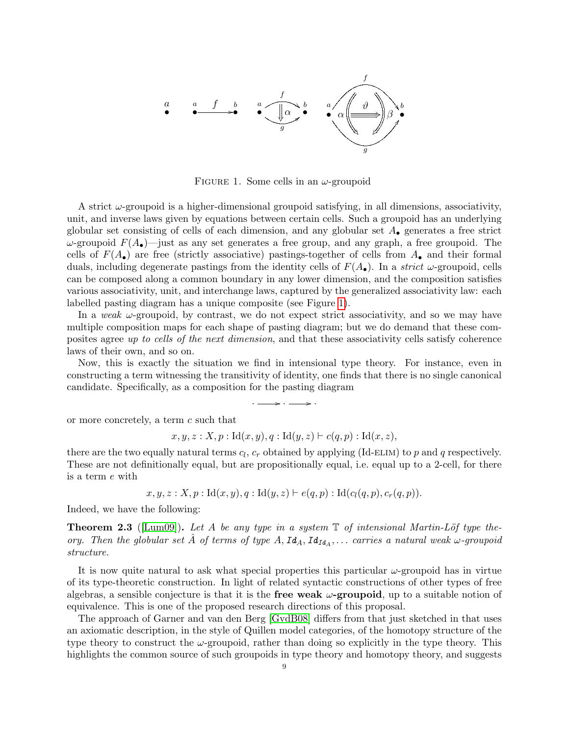FIGURE 1. Some cells in an $\omega$-groupoid

A strict $\omega$-groupoid is a higher-dimensional groupoid satisfying, in all dimensions, associativity, unit, and inverse laws given by equations between certain cells. Such a groupoid has an underlying globular set consisting of cells of each dimension, and any globular set $A_\bullet$ generates a free strict $\omega$-groupoid $F(A_\bullet)$—just as any set generates a free group, and any graph, a free groupoid. The cells of $F(A_\bullet)$ are free (strictly associative) pastings-together of cells from $A_\bullet$ and their formal duals, including degenerate pastings from the identity cells of $F(A_\bullet)$. In a *strict* $\omega$-groupoid, cells can be composed along a common boundary in any lower dimension, and the composition satisfies various associativity, unit, and interchange laws, captured by the generalized associativity law: each labelled pasting diagram has a unique composite (see Figure 1).

In a *weak* $\omega$-groupoid, by contrast, we do not expect strict associativity, and so we may have multiple composition maps for each shape of pasting diagram; but we do demand that these composites agree *up to cells of the next dimension*, and that these associativity cells satisfy coherence laws of their own, and so on.

Now, this is exactly the situation we find in intensional type theory. For instance, even in constructing a term witnessing the transitivity of identity, one finds that there is no single canonical candidate. Specifically, as a composition for the pasting diagram

$$\cdot \longrightarrow \cdot \longrightarrow \cdot$$

or more concretely, a term $c$ such that

$$x, y, z : X, p : \mathrm{Id}(x, y), q : \mathrm{Id}(y, z) \vdash c(q, p) : \mathrm{Id}(x, z),$$

there are the two equally natural terms $c_l$, $c_r$ obtained by applying (Id-ELIM) to $p$ and $q$ respectively. These are not definitionally equal, but are propositionally equal, i.e. equal up to a 2-cell, for there is a term $e$ with

$$x, y, z : X, p : \mathrm{Id}(x, y), q : \mathrm{Id}(y, z) \vdash e(q, p) : \mathrm{Id}(c_l(q, p), c_r(q, p)).$$

Indeed, we have the following:

**Theorem 2.3** ([Lum09]). *Let $A$ be any type in a system $\mathbb{T}$ of intensional Martin-Löf type theory. Then the globular set $\hat{A}$ of terms of type $A$, $\mathtt{Id}_A$, $\mathtt{Id}_{\mathtt{Id}_A}, \ldots$ carries a natural weak $\omega$-groupoid structure.*

It is now quite natural to ask what special properties this particular $\omega$-groupoid has in virtue of its type-theoretic construction. In light of related syntactic constructions of other types of free algebras, a sensible conjecture is that it is the **free weak $\omega$-groupoid**, up to a suitable notion of equivalence. This is one of the proposed research directions of this proposal.

The approach of Garner and van den Berg [GvdB08] differs from that just sketched in that uses an axiomatic description, in the style of Quillen model categories, of the homotopy structure of the type theory to construct the $\omega$-groupoid, rather than doing so explicitly in the type theory. This highlights the common source of such groupoids in type theory and homotopy theory, and suggests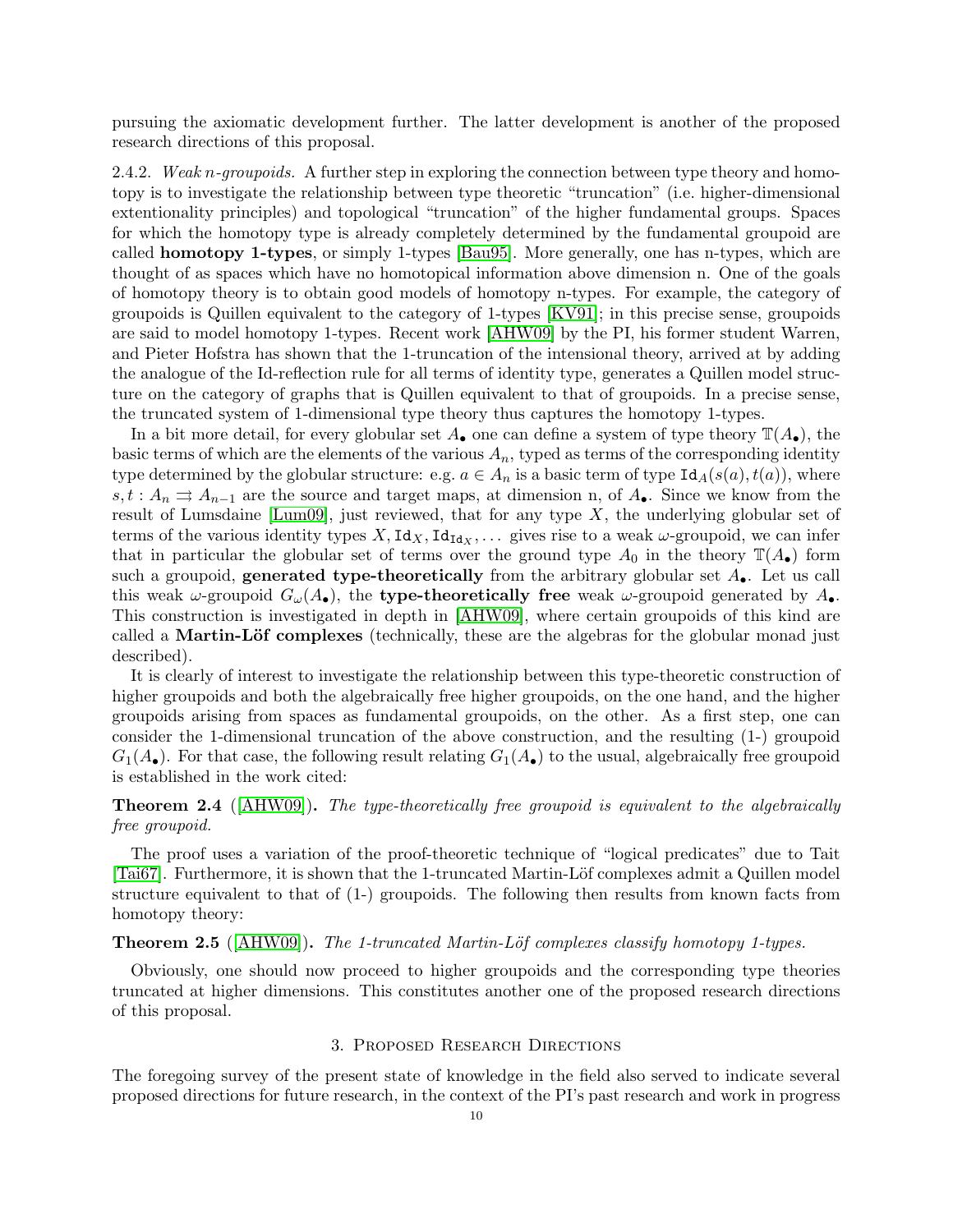pursuing the axiomatic development further. The latter development is another of the proposed research directions of this proposal.

2.4.2. *Weak n-groupoids.* A further step in exploring the connection between type theory and homotopy is to investigate the relationship between type theoretic "truncation" (i.e. higher-dimensional extentionality principles) and topological "truncation" of the higher fundamental groups. Spaces for which the homotopy type is already completely determined by the fundamental groupoid are called **homotopy 1-types**, or simply 1-types [Bau95]. More generally, one has n-types, which are thought of as spaces which have no homotopical information above dimension n. One of the goals of homotopy theory is to obtain good models of homotopy n-types. For example, the category of groupoids is Quillen equivalent to the category of 1-types [KV91]; in this precise sense, groupoids are said to model homotopy 1-types. Recent work [AHW09] by the PI, his former student Warren, and Pieter Hofstra has shown that the 1-truncation of the intensional theory, arrived at by adding the analogue of the Id-reflection rule for all terms of identity type, generates a Quillen model structure on the category of graphs that is Quillen equivalent to that of groupoids. In a precise sense, the truncated system of 1-dimensional type theory thus captures the homotopy 1-types.

In a bit more detail, for every globular set $A_\bullet$ one can define a system of type theory $\mathbb{T}(A_\bullet)$, the basic terms of which are the elements of the various $A_n$, typed as terms of the corresponding identity type determined by the globular structure: e.g. $a \in A_n$ is a basic term of type $\mathtt{Id}_A(s(a), t(a))$, where $s, t : A_n \rightrightarrows A_{n-1}$ are the source and target maps, at dimension n, of $A_\bullet$. Since we know from the result of Lumsdaine [Lum09], just reviewed, that for any type $X$, the underlying globular set of terms of the various identity types $X, \mathtt{Id}_X, \mathtt{Id}_{\mathtt{Id}_X}, \ldots$ gives rise to a weak $\omega$-groupoid, we can infer that in particular the globular set of terms over the ground type $A_0$ in the theory $\mathbb{T}(A_\bullet)$ form such a groupoid, **generated type-theoretically** from the arbitrary globular set $A_\bullet$. Let us call this weak $\omega$-groupoid $G_\omega(A_\bullet)$, the **type-theoretically free** weak $\omega$-groupoid generated by $A_\bullet$. This construction is investigated in depth in [AHW09], where certain groupoids of this kind are called a **Martin-Löf complexes** (technically, these are the algebras for the globular monad just described).

It is clearly of interest to investigate the relationship between this type-theoretic construction of higher groupoids and both the algebraically free higher groupoids, on the one hand, and the higher groupoids arising from spaces as fundamental groupoids, on the other. As a first step, one can consider the 1-dimensional truncation of the above construction, and the resulting (1-) groupoid $G_1(A_\bullet)$. For that case, the following result relating $G_1(A_\bullet)$ to the usual, algebraically free groupoid is established in the work cited:

**Theorem 2.4** ([AHW09])**.** *The type-theoretically free groupoid is equivalent to the algebraically free groupoid.*

The proof uses a variation of the proof-theoretic technique of "logical predicates" due to Tait [Tai67]. Furthermore, it is shown that the 1-truncated Martin-Löf complexes admit a Quillen model structure equivalent to that of (1-) groupoids. The following then results from known facts from homotopy theory:

**Theorem 2.5** ([AHW09])**.** *The 1-truncated Martin-Löf complexes classify homotopy 1-types.*

Obviously, one should now proceed to higher groupoids and the corresponding type theories truncated at higher dimensions. This constitutes another one of the proposed research directions of this proposal.

## 3. Proposed Research Directions

The foregoing survey of the present state of knowledge in the field also served to indicate several proposed directions for future research, in the context of the PI's past research and work in progress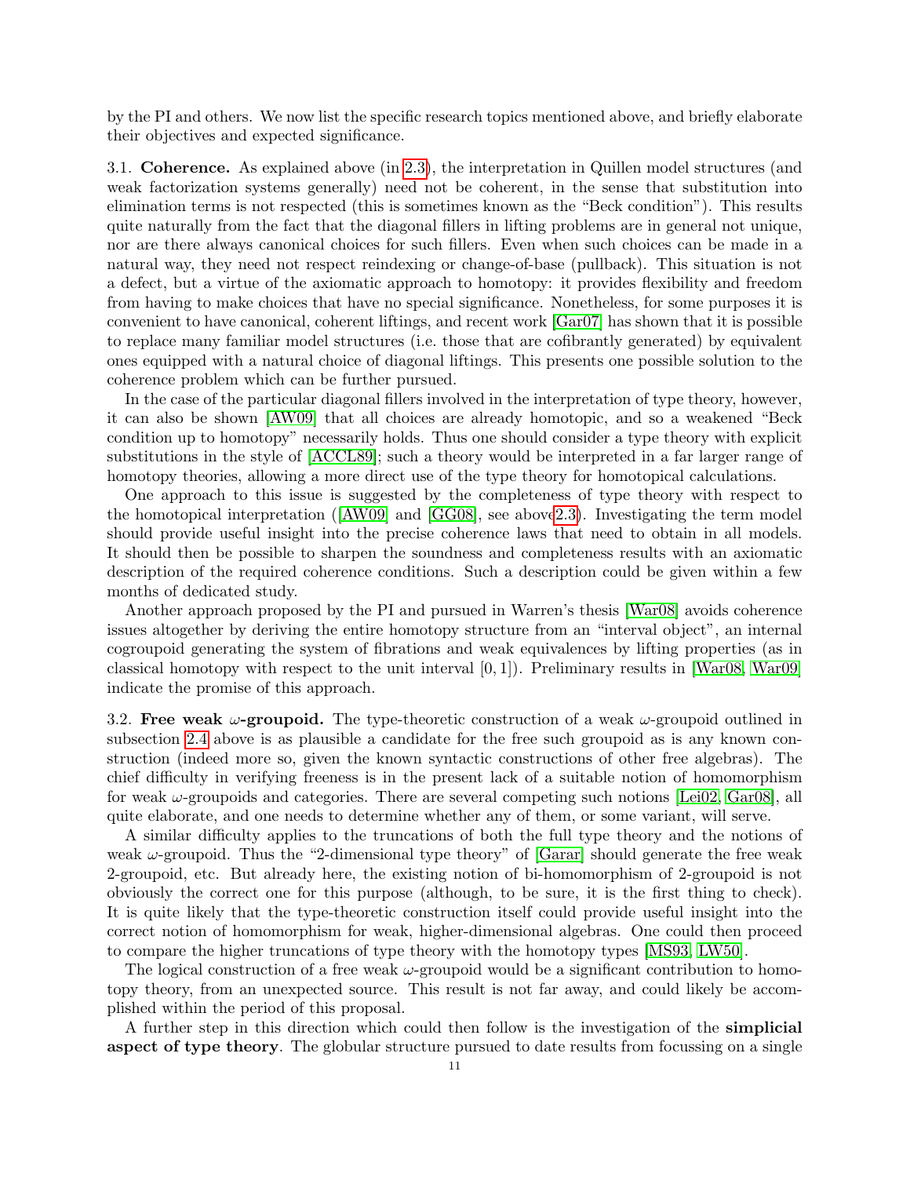by the PI and others. We now list the specific research topics mentioned above, and briefly elaborate their objectives and expected significance.

3.1. **Coherence.** As explained above (in 2.3), the interpretation in Quillen model structures (and weak factorization systems generally) need not be coherent, in the sense that substitution into elimination terms is not respected (this is sometimes known as the "Beck condition"). This results quite naturally from the fact that the diagonal fillers in lifting problems are in general not unique, nor are there always canonical choices for such fillers. Even when such choices can be made in a natural way, they need not respect reindexing or change-of-base (pullback). This situation is not a defect, but a virtue of the axiomatic approach to homotopy: it provides flexibility and freedom from having to make choices that have no special significance. Nonetheless, for some purposes it is convenient to have canonical, coherent liftings, and recent work [Gar07] has shown that it is possible to replace many familiar model structures (i.e. those that are cofibrantly generated) by equivalent ones equipped with a natural choice of diagonal liftings. This presents one possible solution to the coherence problem which can be further pursued.

In the case of the particular diagonal fillers involved in the interpretation of type theory, however, it can also be shown [AW09] that all choices are already homotopic, and so a weakened "Beck condition up to homotopy" necessarily holds. Thus one should consider a type theory with explicit substitutions in the style of [ACCL89]; such a theory would be interpreted in a far larger range of homotopy theories, allowing a more direct use of the type theory for homotopical calculations.

One approach to this issue is suggested by the completeness of type theory with respect to the homotopical interpretation ([AW09] and [GG08], see above2.3). Investigating the term model should provide useful insight into the precise coherence laws that need to obtain in all models. It should then be possible to sharpen the soundness and completeness results with an axiomatic description of the required coherence conditions. Such a description could be given within a few months of dedicated study.

Another approach proposed by the PI and pursued in Warren's thesis [War08] avoids coherence issues altogether by deriving the entire homotopy structure from an "interval object", an internal cogroupoid generating the system of fibrations and weak equivalences by lifting properties (as in classical homotopy with respect to the unit interval $[0, 1]$). Preliminary results in [War08, War09] indicate the promise of this approach.

3.2. **Free weak $\omega$-groupoid.** The type-theoretic construction of a weak $\omega$-groupoid outlined in subsection 2.4 above is as plausible a candidate for the free such groupoid as is any known construction (indeed more so, given the known syntactic constructions of other free algebras). The chief difficulty in verifying freeness is in the present lack of a suitable notion of homomorphism for weak $\omega$-groupoids and categories. There are several competing such notions [Lei02, Gar08], all quite elaborate, and one needs to determine whether any of them, or some variant, will serve.

A similar difficulty applies to the truncations of both the full type theory and the notions of weak $\omega$-groupoid. Thus the "2-dimensional type theory" of [Garar] should generate the free weak 2-groupoid, etc. But already here, the existing notion of bi-homomorphism of 2-groupoid is not obviously the correct one for this purpose (although, to be sure, it is the first thing to check). It is quite likely that the type-theoretic construction itself could provide useful insight into the correct notion of homomorphism for weak, higher-dimensional algebras. One could then proceed to compare the higher truncations of type theory with the homotopy types [MS93, LW50].

The logical construction of a free weak $\omega$-groupoid would be a significant contribution to homotopy theory, from an unexpected source. This result is not far away, and could likely be accomplished within the period of this proposal.

A further step in this direction which could then follow is the investigation of the **simplicial aspect of type theory**. The globular structure pursued to date results from focussing on a single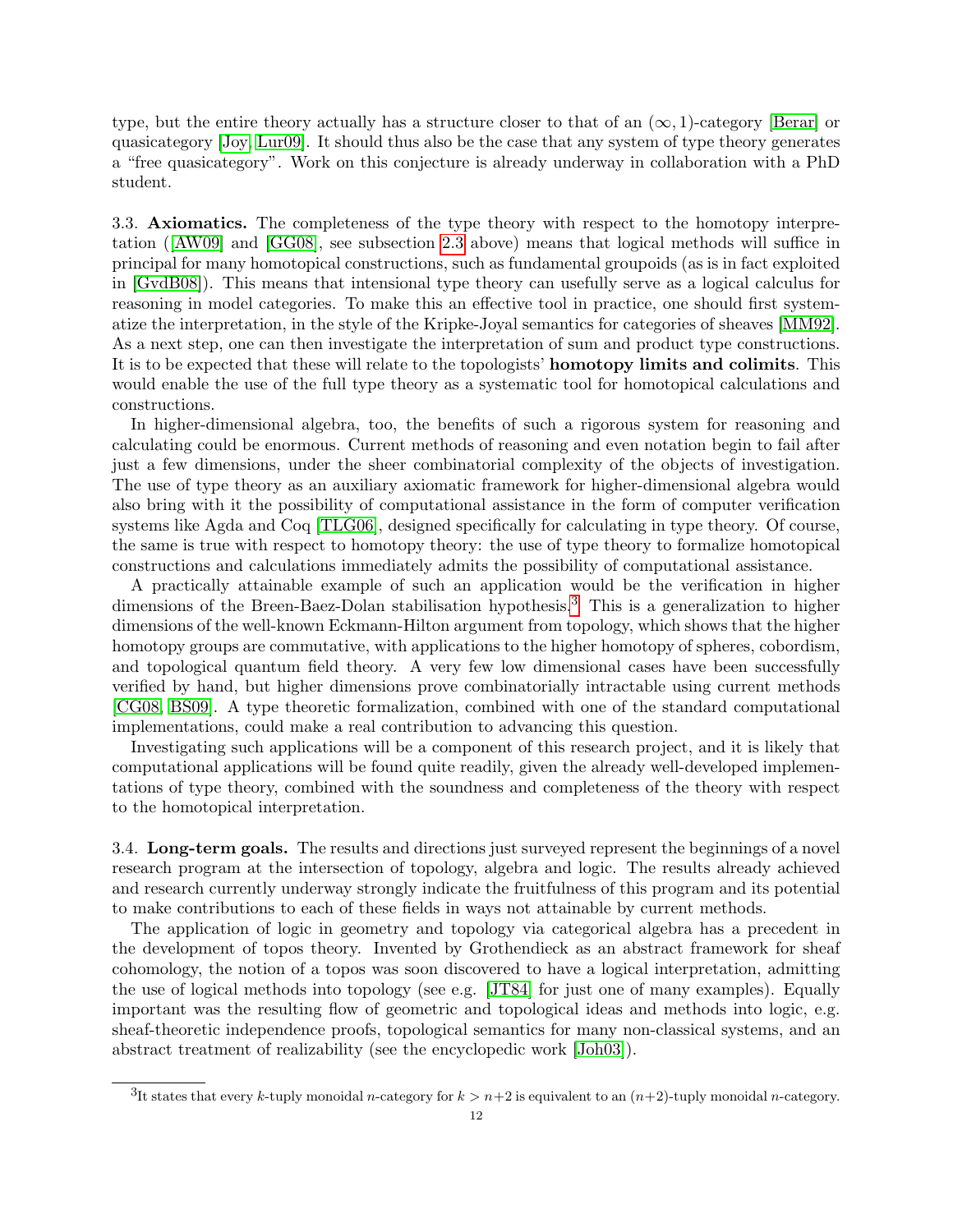type, but the entire theory actually has a structure closer to that of an $(\infty, 1)$-category [Berar] or quasicategory [Joy, Lur09]. It should thus also be the case that any system of type theory generates a "free quasicategory". Work on this conjecture is already underway in collaboration with a PhD student.

3.3. **Axiomatics.** The completeness of the type theory with respect to the homotopy interpretation ([AW09] and [GG08], see subsection 2.3 above) means that logical methods will suffice in principal for many homotopical constructions, such as fundamental groupoids (as is in fact exploited in [GvdB08]). This means that intensional type theory can usefully serve as a logical calculus for reasoning in model categories. To make this an effective tool in practice, one should first systematize the interpretation, in the style of the Kripke-Joyal semantics for categories of sheaves [MM92]. As a next step, one can then investigate the interpretation of sum and product type constructions. It is to be expected that these will relate to the topologists' **homotopy limits and colimits**. This would enable the use of the full type theory as a systematic tool for homotopical calculations and constructions.

In higher-dimensional algebra, too, the benefits of such a rigorous system for reasoning and calculating could be enormous. Current methods of reasoning and even notation begin to fail after just a few dimensions, under the sheer combinatorial complexity of the objects of investigation. The use of type theory as an auxiliary axiomatic framework for higher-dimensional algebra would also bring with it the possibility of computational assistance in the form of computer verification systems like Agda and Coq [TLG06], designed specifically for calculating in type theory. Of course, the same is true with respect to homotopy theory: the use of type theory to formalize homotopical constructions and calculations immediately admits the possibility of computational assistance.

A practically attainable example of such an application would be the verification in higher dimensions of the Breen-Baez-Dolan stabilisation hypothesis.[3] This is a generalization to higher dimensions of the well-known Eckmann-Hilton argument from topology, which shows that the higher homotopy groups are commutative, with applications to the higher homotopy of spheres, cobordism, and topological quantum field theory. A very few low dimensional cases have been successfully verified by hand, but higher dimensions prove combinatorially intractable using current methods [CG08, BS09]. A type theoretic formalization, combined with one of the standard computational implementations, could make a real contribution to advancing this question.

Investigating such applications will be a component of this research project, and it is likely that computational applications will be found quite readily, given the already well-developed implementations of type theory, combined with the soundness and completeness of the theory with respect to the homotopical interpretation.

3.4. **Long-term goals.** The results and directions just surveyed represent the beginnings of a novel research program at the intersection of topology, algebra and logic. The results already achieved and research currently underway strongly indicate the fruitfulness of this program and its potential to make contributions to each of these fields in ways not attainable by current methods.

The application of logic in geometry and topology via categorical algebra has a precedent in the development of topos theory. Invented by Grothendieck as an abstract framework for sheaf cohomology, the notion of a topos was soon discovered to have a logical interpretation, admitting the use of logical methods into topology (see e.g. [JT84] for just one of many examples). Equally important was the resulting flow of geometric and topological ideas and methods into logic, e.g. sheaf-theoretic independence proofs, topological semantics for many non-classical systems, and an abstract treatment of realizability (see the encyclopedic work [Joh03]).

[3] It states that every $k$-tuply monoidal $n$-category for $k > n+2$ is equivalent to an $(n+2)$-tuply monoidal $n$-category.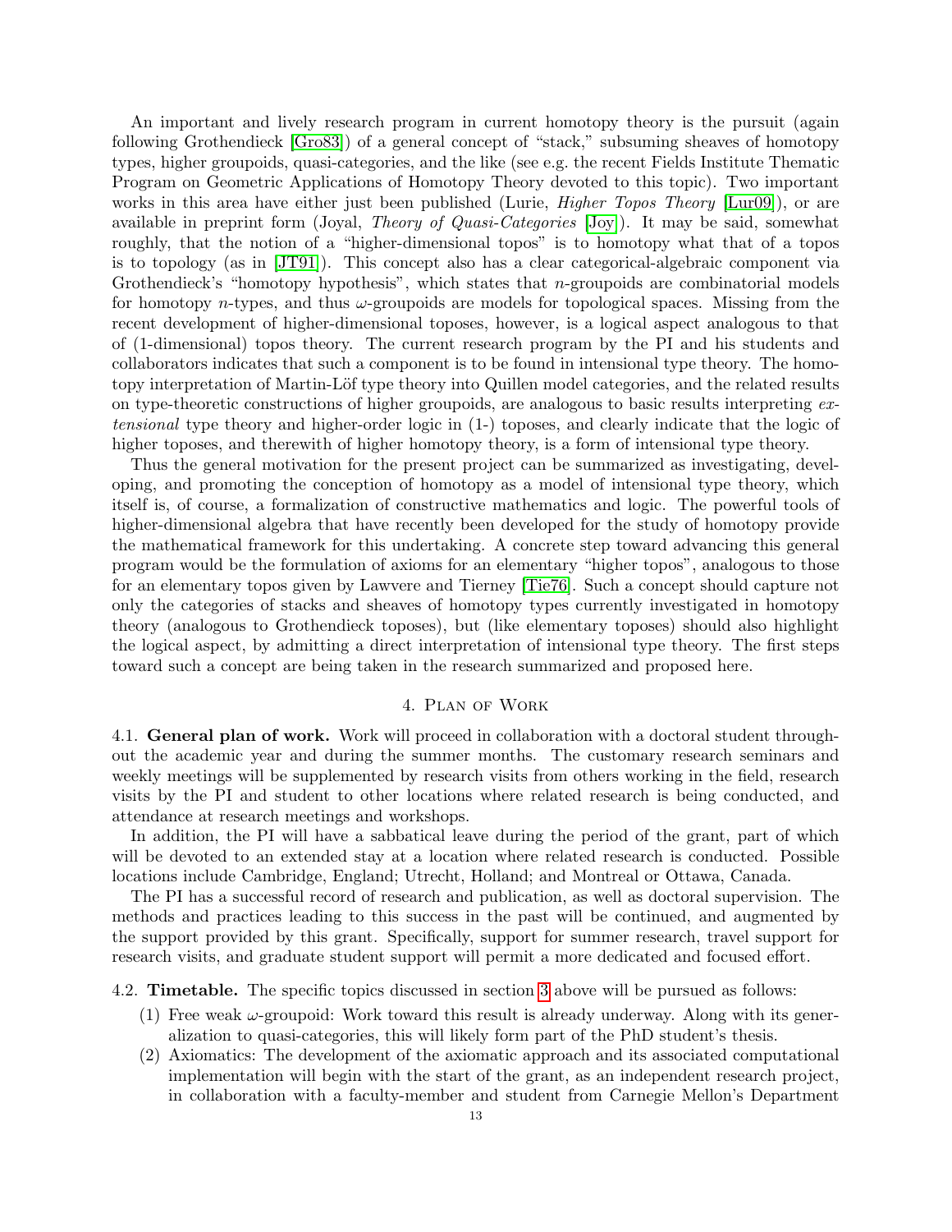An important and lively research program in current homotopy theory is the pursuit (again following Grothendieck [Gro83]) of a general concept of "stack," subsuming sheaves of homotopy types, higher groupoids, quasi-categories, and the like (see e.g. the recent Fields Institute Thematic Program on Geometric Applications of Homotopy Theory devoted to this topic). Two important works in this area have either just been published (Lurie, *Higher Topos Theory* [Lur09]), or are available in preprint form (Joyal, *Theory of Quasi-Categories* [Joy]). It may be said, somewhat roughly, that the notion of a "higher-dimensional topos" is to homotopy what that of a topos is to topology (as in [JT91]). This concept also has a clear categorical-algebraic component via Grothendieck's "homotopy hypothesis", which states that $n$-groupoids are combinatorial models for homotopy $n$-types, and thus $\omega$-groupoids are models for topological spaces. Missing from the recent development of higher-dimensional toposes, however, is a logical aspect analogous to that of (1-dimensional) topos theory. The current research program by the PI and his students and collaborators indicates that such a component is to be found in intensional type theory. The homotopy interpretation of Martin-Löf type theory into Quillen model categories, and the related results on type-theoretic constructions of higher groupoids, are analogous to basic results interpreting *extensional* type theory and higher-order logic in (1-) toposes, and clearly indicate that the logic of higher toposes, and therewith of higher homotopy theory, is a form of intensional type theory.

Thus the general motivation for the present project can be summarized as investigating, developing, and promoting the conception of homotopy as a model of intensional type theory, which itself is, of course, a formalization of constructive mathematics and logic. The powerful tools of higher-dimensional algebra that have recently been developed for the study of homotopy provide the mathematical framework for this undertaking. A concrete step toward advancing this general program would be the formulation of axioms for an elementary "higher topos", analogous to those for an elementary topos given by Lawvere and Tierney [Tie76]. Such a concept should capture not only the categories of stacks and sheaves of homotopy types currently investigated in homotopy theory (analogous to Grothendieck toposes), but (like elementary toposes) should also highlight the logical aspect, by admitting a direct interpretation of intensional type theory. The first steps toward such a concept are being taken in the research summarized and proposed here.

## 4. Plan of Work

**4.1. General plan of work.** Work will proceed in collaboration with a doctoral student throughout the academic year and during the summer months. The customary research seminars and weekly meetings will be supplemented by research visits from others working in the field, research visits by the PI and student to other locations where related research is being conducted, and attendance at research meetings and workshops.

In addition, the PI will have a sabbatical leave during the period of the grant, part of which will be devoted to an extended stay at a location where related research is conducted. Possible locations include Cambridge, England; Utrecht, Holland; and Montreal or Ottawa, Canada.

The PI has a successful record of research and publication, as well as doctoral supervision. The methods and practices leading to this success in the past will be continued, and augmented by the support provided by this grant. Specifically, support for summer research, travel support for research visits, and graduate student support will permit a more dedicated and focused effort.

**4.2. Timetable.** The specific topics discussed in section 3 above will be pursued as follows:

1. Free weak $\omega$-groupoid: Work toward this result is already underway. Along with its generalization to quasi-categories, this will likely form part of the PhD student's thesis.
2. Axiomatics: The development of the axiomatic approach and its associated computational implementation will begin with the start of the grant, as an independent research project, in collaboration with a faculty-member and student from Carnegie Mellon's Department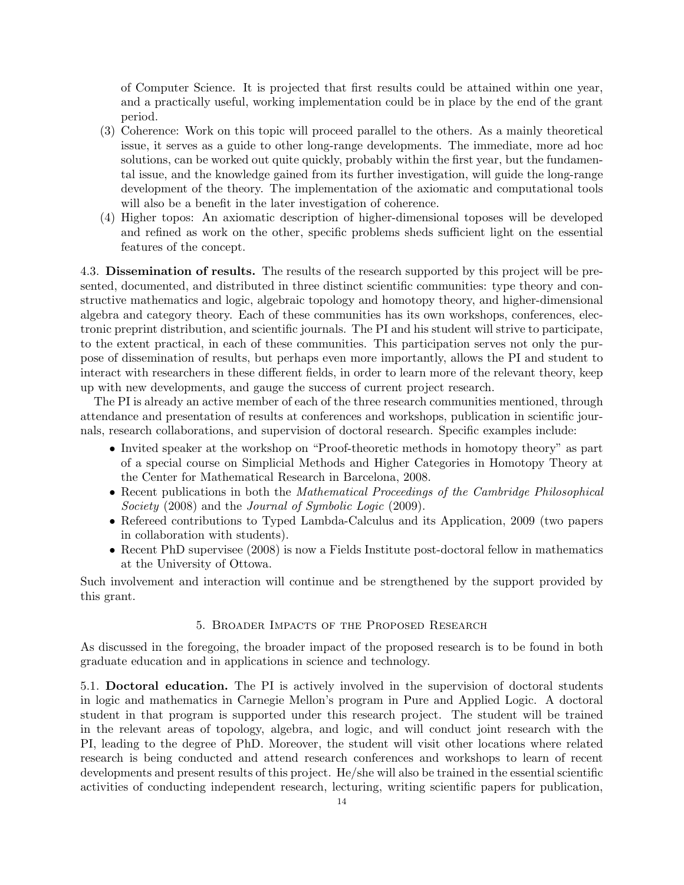of Computer Science. It is projected that first results could be attained within one year, and a practically useful, working implementation could be in place by the end of the grant period.

(3) Coherence: Work on this topic will proceed parallel to the others. As a mainly theoretical issue, it serves as a guide to other long-range developments. The immediate, more ad hoc solutions, can be worked out quite quickly, probably within the first year, but the fundamental issue, and the knowledge gained from its further investigation, will guide the long-range development of the theory. The implementation of the axiomatic and computational tools will also be a benefit in the later investigation of coherence.

(4) Higher topos: An axiomatic description of higher-dimensional toposes will be developed and refined as work on the other, specific problems sheds sufficient light on the essential features of the concept.

4.3. **Dissemination of results.** The results of the research supported by this project will be presented, documented, and distributed in three distinct scientific communities: type theory and constructive mathematics and logic, algebraic topology and homotopy theory, and higher-dimensional algebra and category theory. Each of these communities has its own workshops, conferences, electronic preprint distribution, and scientific journals. The PI and his student will strive to participate, to the extent practical, in each of these communities. This participation serves not only the purpose of dissemination of results, but perhaps even more importantly, allows the PI and student to interact with researchers in these different fields, in order to learn more of the relevant theory, keep up with new developments, and gauge the success of current project research.

The PI is already an active member of each of the three research communities mentioned, through attendance and presentation of results at conferences and workshops, publication in scientific journals, research collaborations, and supervision of doctoral research. Specific examples include:

- Invited speaker at the workshop on "Proof-theoretic methods in homotopy theory" as part of a special course on Simplicial Methods and Higher Categories in Homotopy Theory at the Center for Mathematical Research in Barcelona, 2008.
- Recent publications in both the *Mathematical Proceedings of the Cambridge Philosophical Society* (2008) and the *Journal of Symbolic Logic* (2009).
- Refereed contributions to Typed Lambda-Calculus and its Application, 2009 (two papers in collaboration with students).
- Recent PhD supervisee (2008) is now a Fields Institute post-doctoral fellow in mathematics at the University of Ottowa.

Such involvement and interaction will continue and be strengthened by the support provided by this grant.

## 5. Broader Impacts of the Proposed Research

As discussed in the foregoing, the broader impact of the proposed research is to be found in both graduate education and in applications in science and technology.

5.1. **Doctoral education.** The PI is actively involved in the supervision of doctoral students in logic and mathematics in Carnegie Mellon's program in Pure and Applied Logic. A doctoral student in that program is supported under this research project. The student will be trained in the relevant areas of topology, algebra, and logic, and will conduct joint research with the PI, leading to the degree of PhD. Moreover, the student will visit other locations where related research is being conducted and attend research conferences and workshops to learn of recent developments and present results of this project. He/she will also be trained in the essential scientific activities of conducting independent research, lecturing, writing scientific papers for publication,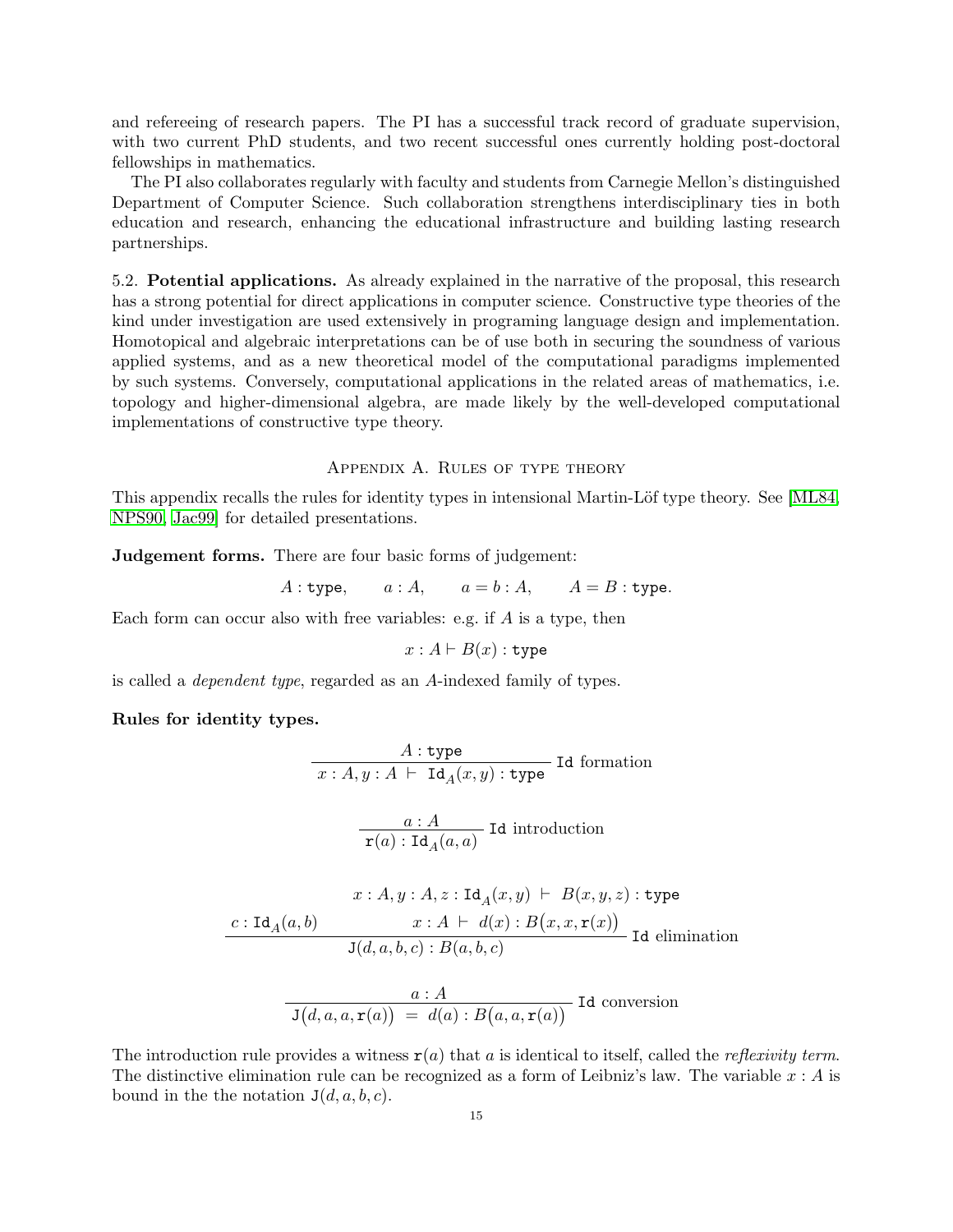and refereeing of research papers. The PI has a successful track record of graduate supervision, with two current PhD students, and two recent successful ones currently holding post-doctoral fellowships in mathematics.

The PI also collaborates regularly with faculty and students from Carnegie Mellon's distinguished Department of Computer Science. Such collaboration strengthens interdisciplinary ties in both education and research, enhancing the educational infrastructure and building lasting research partnerships.

5.2. **Potential applications.** As already explained in the narrative of the proposal, this research has a strong potential for direct applications in computer science. Constructive type theories of the kind under investigation are used extensively in programing language design and implementation. Homotopical and algebraic interpretations can be of use both in securing the soundness of various applied systems, and as a new theoretical model of the computational paradigms implemented by such systems. Conversely, computational applications in the related areas of mathematics, i.e. topology and higher-dimensional algebra, are made likely by the well-developed computational implementations of constructive type theory.

## Appendix A. Rules of type theory

This appendix recalls the rules for identity types in intensional Martin-Löf type theory. See [ML84, NPS90, Jac99] for detailed presentations.

**Judgement forms.** There are four basic forms of judgement:

$$A : \texttt{type}, \qquad a : A, \qquad a = b : A, \qquad A = B : \texttt{type}.$$

Each form can occur also with free variables: e.g. if $A$ is a type, then

$$x : A \vdash B(x) : \texttt{type}$$

is called a *dependent type*, regarded as an $A$-indexed family of types.

**Rules for identity types.**

$$\frac{A : \texttt{type}}{x : A, y : A \;\vdash\; \texttt{Id}_A(x, y) : \texttt{type}} \;\texttt{Id}\text{ formation}$$

$$\frac{a : A}{\texttt{r}(a) : \texttt{Id}_A(a, a)} \;\texttt{Id}\text{ introduction}$$

$$\frac{\begin{matrix} & x : A, y : A, z : \texttt{Id}_A(x,y) \;\vdash\; B(x,y,z) : \texttt{type} \\ c : \texttt{Id}_A(a,b) & x : A \;\vdash\; d(x) : B\big(x, x, \texttt{r}(x)\big) \end{matrix}}{\texttt{J}(d, a, b, c) : B(a, b, c)} \;\texttt{Id}\text{ elimination}$$

$$\frac{a : A}{\texttt{J}\big(d, a, a, \texttt{r}(a)\big) \;=\; d(a) : B\big(a, a, \texttt{r}(a)\big)} \;\texttt{Id}\text{ conversion}$$

The introduction rule provides a witness $\texttt{r}(a)$ that $a$ is identical to itself, called the *reflexivity term*. The distinctive elimination rule can be recognized as a form of Leibniz's law. The variable $x : A$ is bound in the the notation $\texttt{J}(d, a, b, c)$.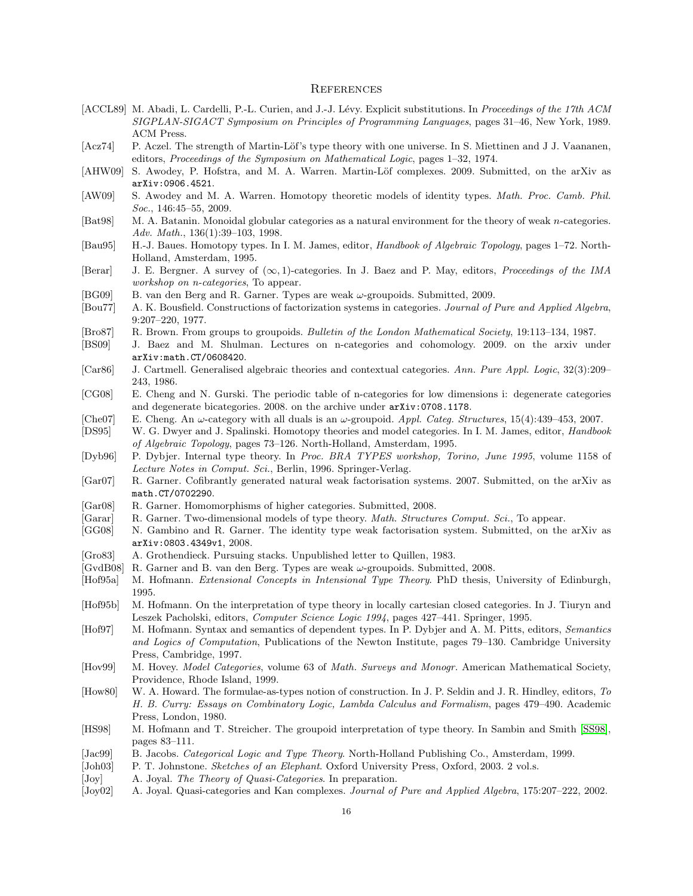# References

[ACCL89] M. Abadi, L. Cardelli, P.-L. Curien, and J.-J. Lévy. Explicit substitutions. In *Proceedings of the 17th ACM SIGPLAN-SIGACT Symposium on Principles of Programming Languages*, pages 31–46, New York, 1989. ACM Press.

[Acz74] P. Aczel. The strength of Martin-Löf's type theory with one universe. In S. Miettinen and J J. Vaananen, editors, *Proceedings of the Symposium on Mathematical Logic*, pages 1–32, 1974.

[AHW09] S. Awodey, P. Hofstra, and M. A. Warren. Martin-Löf complexes. 2009. Submitted, on the arXiv as `arXiv:0906.4521`.

[AW09] S. Awodey and M. A. Warren. Homotopy theoretic models of identity types. *Math. Proc. Camb. Phil. Soc.*, 146:45–55, 2009.

[Bat98] M. A. Batanin. Monoidal globular categories as a natural environment for the theory of weak $n$-categories. *Adv. Math.*, 136(1):39–103, 1998.

[Bau95] H.-J. Baues. Homotopy types. In I. M. James, editor, *Handbook of Algebraic Topology*, pages 1–72. North-Holland, Amsterdam, 1995.

[Berar] J. E. Bergner. A survey of $(\infty, 1)$-categories. In J. Baez and P. May, editors, *Proceedings of the IMA workshop on n-categories*, To appear.

[BG09] B. van den Berg and R. Garner. Types are weak $\omega$-groupoids. Submitted, 2009.

[Bou77] A. K. Bousfield. Constructions of factorization systems in categories. *Journal of Pure and Applied Algebra*, 9:207–220, 1977.

[Bro87] R. Brown. From groups to groupoids. *Bulletin of the London Mathematical Society*, 19:113–134, 1987.

[BS09] J. Baez and M. Shulman. Lectures on n-categories and cohomology. 2009. on the arxiv under `arXiv:math.CT/0608420`.

[Car86] J. Cartmell. Generalised algebraic theories and contextual categories. *Ann. Pure Appl. Logic*, 32(3):209–243, 1986.

[CG08] E. Cheng and N. Gurski. The periodic table of n-categories for low dimensions i: degenerate categories and degenerate bicategories. 2008. on the archive under `arXiv:0708.1178`.

[Che07] E. Cheng. An $\omega$-category with all duals is an $\omega$-groupoid. *Appl. Categ. Structures*, 15(4):439–453, 2007.

[DS95] W. G. Dwyer and J. Spalinski. Homotopy theories and model categories. In I. M. James, editor, *Handbook of Algebraic Topology*, pages 73–126. North-Holland, Amsterdam, 1995.

[Dyb96] P. Dybjer. Internal type theory. In *Proc. BRA TYPES workshop, Torino, June 1995*, volume 1158 of *Lecture Notes in Comput. Sci.*, Berlin, 1996. Springer-Verlag.

[Gar07] R. Garner. Cofibrantly generated natural weak factorisation systems. 2007. Submitted, on the arXiv as `math.CT/0702290`.

[Gar08] R. Garner. Homomorphisms of higher categories. Submitted, 2008.

[Garar] R. Garner. Two-dimensional models of type theory. *Math. Structures Comput. Sci.*, To appear.

[GG08] N. Gambino and R. Garner. The identity type weak factorisation system. Submitted, on the arXiv as `arXiv:0803.4349v1`, 2008.

[Gro83] A. Grothendieck. Pursuing stacks. Unpublished letter to Quillen, 1983.

[GvdB08] R. Garner and B. van den Berg. Types are weak $\omega$-groupoids. Submitted, 2008.

[Hof95a] M. Hofmann. *Extensional Concepts in Intensional Type Theory*. PhD thesis, University of Edinburgh, 1995.

[Hof95b] M. Hofmann. On the interpretation of type theory in locally cartesian closed categories. In J. Tiuryn and Leszek Pacholski, editors, *Computer Science Logic 1994*, pages 427–441. Springer, 1995.

[Hof97] M. Hofmann. Syntax and semantics of dependent types. In P. Dybjer and A. M. Pitts, editors, *Semantics and Logics of Computation*, Publications of the Newton Institute, pages 79–130. Cambridge University Press, Cambridge, 1997.

[Hov99] M. Hovey. *Model Categories*, volume 63 of *Math. Surveys and Monogr.* American Mathematical Society, Providence, Rhode Island, 1999.

[How80] W. A. Howard. The formulae-as-types notion of construction. In J. P. Seldin and J. R. Hindley, editors, *To H. B. Curry: Essays on Combinatory Logic, Lambda Calculus and Formalism*, pages 479–490. Academic Press, London, 1980.

[HS98] M. Hofmann and T. Streicher. The groupoid interpretation of type theory. In Sambin and Smith [SS98], pages 83–111.

[Jac99] B. Jacobs. *Categorical Logic and Type Theory*. North-Holland Publishing Co., Amsterdam, 1999.

[Joh03] P. T. Johnstone. *Sketches of an Elephant*. Oxford University Press, Oxford, 2003. 2 vol.s.

[Joy] A. Joyal. *The Theory of Quasi-Categories*. In preparation.

[Joy02] A. Joyal. Quasi-categories and Kan complexes. *Journal of Pure and Applied Algebra*, 175:207–222, 2002.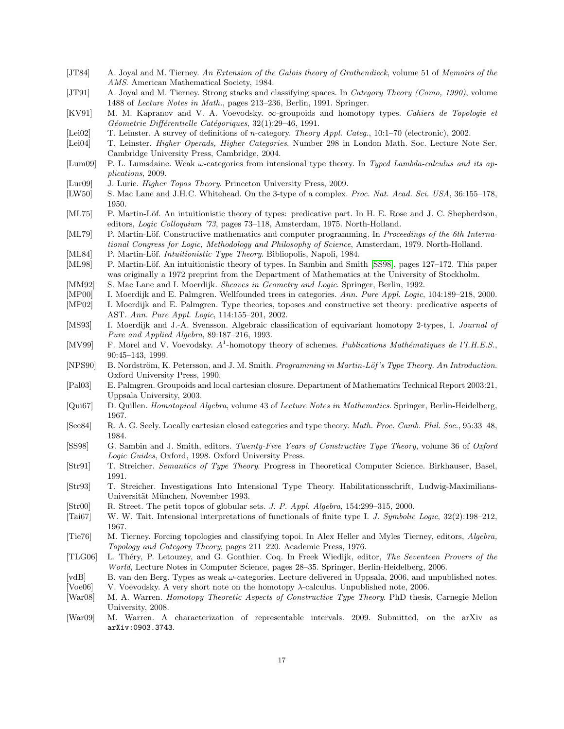[JT84] A. Joyal and M. Tierney. *An Extension of the Galois theory of Grothendieck*, volume 51 of *Memoirs of the AMS*. American Mathematical Society, 1984.

[JT91] A. Joyal and M. Tierney. Strong stacks and classifying spaces. In *Category Theory (Como, 1990)*, volume 1488 of *Lecture Notes in Math.*, pages 213–236, Berlin, 1991. Springer.

[KV91] M. M. Kapranov and V. A. Voevodsky. $\infty$-groupoids and homotopy types. *Cahiers de Topologie et Géometrie Différentielle Catégoriques*, 32(1):29–46, 1991.

[Lei02] T. Leinster. A survey of definitions of $n$-category. *Theory Appl. Categ.*, 10:1–70 (electronic), 2002.

[Lei04] T. Leinster. *Higher Operads, Higher Categories*. Number 298 in London Math. Soc. Lecture Note Ser. Cambridge University Press, Cambridge, 2004.

[Lum09] P. L. Lumsdaine. Weak $\omega$-categories from intensional type theory. In *Typed Lambda-calculus and its applications*, 2009.

[Lur09] J. Lurie. *Higher Topos Theory*. Princeton University Press, 2009.

[LW50] S. Mac Lane and J.H.C. Whitehead. On the 3-type of a complex. *Proc. Nat. Acad. Sci. USA*, 36:155–178, 1950.

[ML75] P. Martin-Löf. An intuitionistic theory of types: predicative part. In H. E. Rose and J. C. Shepherdson, editors, *Logic Colloquium '73*, pages 73–118, Amsterdam, 1975. North-Holland.

[ML79] P. Martin-Löf. Constructive mathematics and computer programming. In *Proceedings of the 6th International Congress for Logic, Methodology and Philosophy of Science*, Amsterdam, 1979. North-Holland.

[ML84] P. Martin-Löf. *Intuitionistic Type Theory*. Bibliopolis, Napoli, 1984.

[ML98] P. Martin-Löf. An intuitionistic theory of types. In Sambin and Smith [SS98], pages 127–172. This paper was originally a 1972 preprint from the Department of Mathematics at the University of Stockholm.

[MM92] S. Mac Lane and I. Moerdijk. *Sheaves in Geometry and Logic*. Springer, Berlin, 1992.

[MP00] I. Moerdijk and E. Palmgren. Wellfounded trees in categories. *Ann. Pure Appl. Logic*, 104:189–218, 2000.

[MP02] I. Moerdijk and E. Palmgren. Type theories, toposes and constructive set theory: predicative aspects of AST. *Ann. Pure Appl. Logic*, 114:155–201, 2002.

[MS93] I. Moerdijk and J.-A. Svensson. Algebraic classification of equivariant homotopy 2-types, I. *Journal of Pure and Applied Algebra*, 89:187–216, 1993.

[MV99] F. Morel and V. Voevodsky. $A^1$-homotopy theory of schemes. *Publications Mathématiques de l'I.H.E.S.*, 90:45–143, 1999.

[NPS90] B. Nordström, K. Petersson, and J. M. Smith. *Programming in Martin-Löf's Type Theory. An Introduction*. Oxford University Press, 1990.

[Pal03] E. Palmgren. Groupoids and local cartesian closure. Department of Mathematics Technical Report 2003:21, Uppsala University, 2003.

[Qui67] D. Quillen. *Homotopical Algebra*, volume 43 of *Lecture Notes in Mathematics*. Springer, Berlin-Heidelberg, 1967.

[See84] R. A. G. Seely. Locally cartesian closed categories and type theory. *Math. Proc. Camb. Phil. Soc.*, 95:33–48, 1984.

[SS98] G. Sambin and J. Smith, editors. *Twenty-Five Years of Constructive Type Theory*, volume 36 of *Oxford Logic Guides*, Oxford, 1998. Oxford University Press.

[Str91] T. Streicher. *Semantics of Type Theory*. Progress in Theoretical Computer Science. Birkhauser, Basel, 1991.

[Str93] T. Streicher. Investigations Into Intensional Type Theory. Habilitationsschrift, Ludwig-Maximilians-Universität München, November 1993.

[Str00] R. Street. The petit topos of globular sets. *J. P. Appl. Algebra*, 154:299–315, 2000.

[Tai67] W. W. Tait. Intensional interpretations of functionals of finite type I. *J. Symbolic Logic*, 32(2):198–212, 1967.

[Tie76] M. Tierney. Forcing topologies and classifying topoi. In Alex Heller and Myles Tierney, editors, *Algebra, Topology and Category Theory*, pages 211–220. Academic Press, 1976.

[TLG06] L. Théry, P. Letouzey, and G. Gonthier. Coq. In Freek Wiedijk, editor, *The Seventeen Provers of the World*, Lecture Notes in Computer Science, pages 28–35. Springer, Berlin-Heidelberg, 2006.

[vdB] B. van den Berg. Types as weak $\omega$-categories. Lecture delivered in Uppsala, 2006, and unpublished notes.

[Voe06] V. Voevodsky. A very short note on the homotopy $\lambda$-calculus. Unpublished note, 2006.

[War08] M. A. Warren. *Homotopy Theoretic Aspects of Constructive Type Theory*. PhD thesis, Carnegie Mellon University, 2008.

[War09] M. Warren. A characterization of representable intervals. 2009. Submitted, on the arXiv as arXiv:0903.3743.